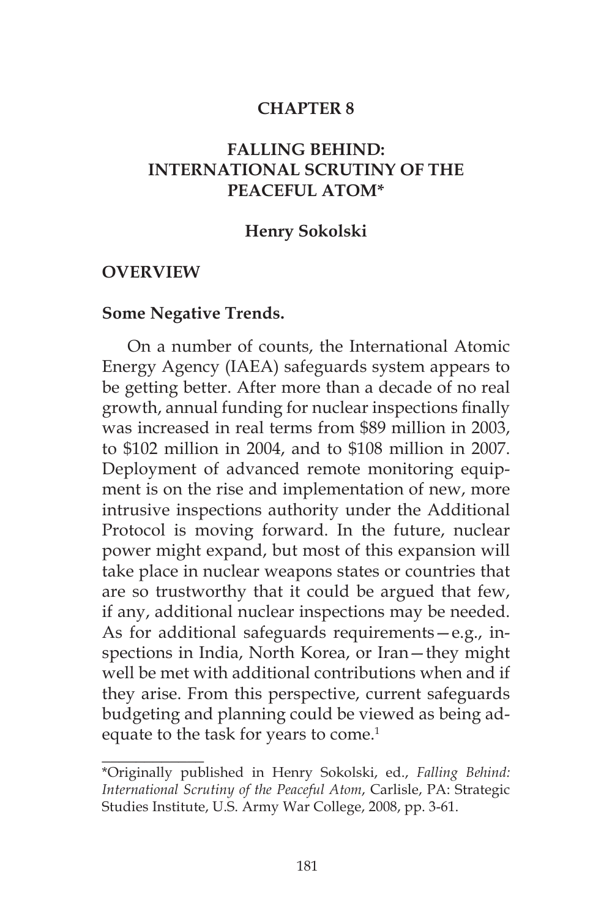# CHAPTER 8

# FALLING BEHIND: INTERNATIONAL SCRUTINY OF THE PEACEFUL ATOM*

**Henry Sokolski**

## OVERVIEW

### Some Negative Trends.

On a number of counts, the International Atomic Energy Agency (IAEA) safeguards system appears to be getting better. After more than a decade of no real growth, annual funding for nuclear inspections finally was increased in real terms from $89 million in 2003, to $102 million in 2004, and to $108 million in 2007. Deployment of advanced remote monitoring equipment is on the rise and implementation of new, more intrusive inspections authority under the Additional Protocol is moving forward. In the future, nuclear power might expand, but most of this expansion will take place in nuclear weapons states or countries that are so trustworthy that it could be argued that few, if any, additional nuclear inspections may be needed. As for additional safeguards requirements—e.g., inspections in India, North Korea, or Iran—they might well be met with additional contributions when and if they arise. From this perspective, current safeguards budgeting and planning could be viewed as being adequate to the task for years to come.[1]

---

*Originally published in Henry Sokolski, ed., *Falling Behind: International Scrutiny of the Peaceful Atom*, Carlisle, PA: Strategic Studies Institute, U.S. Army War College, 2008, pp. 3-61.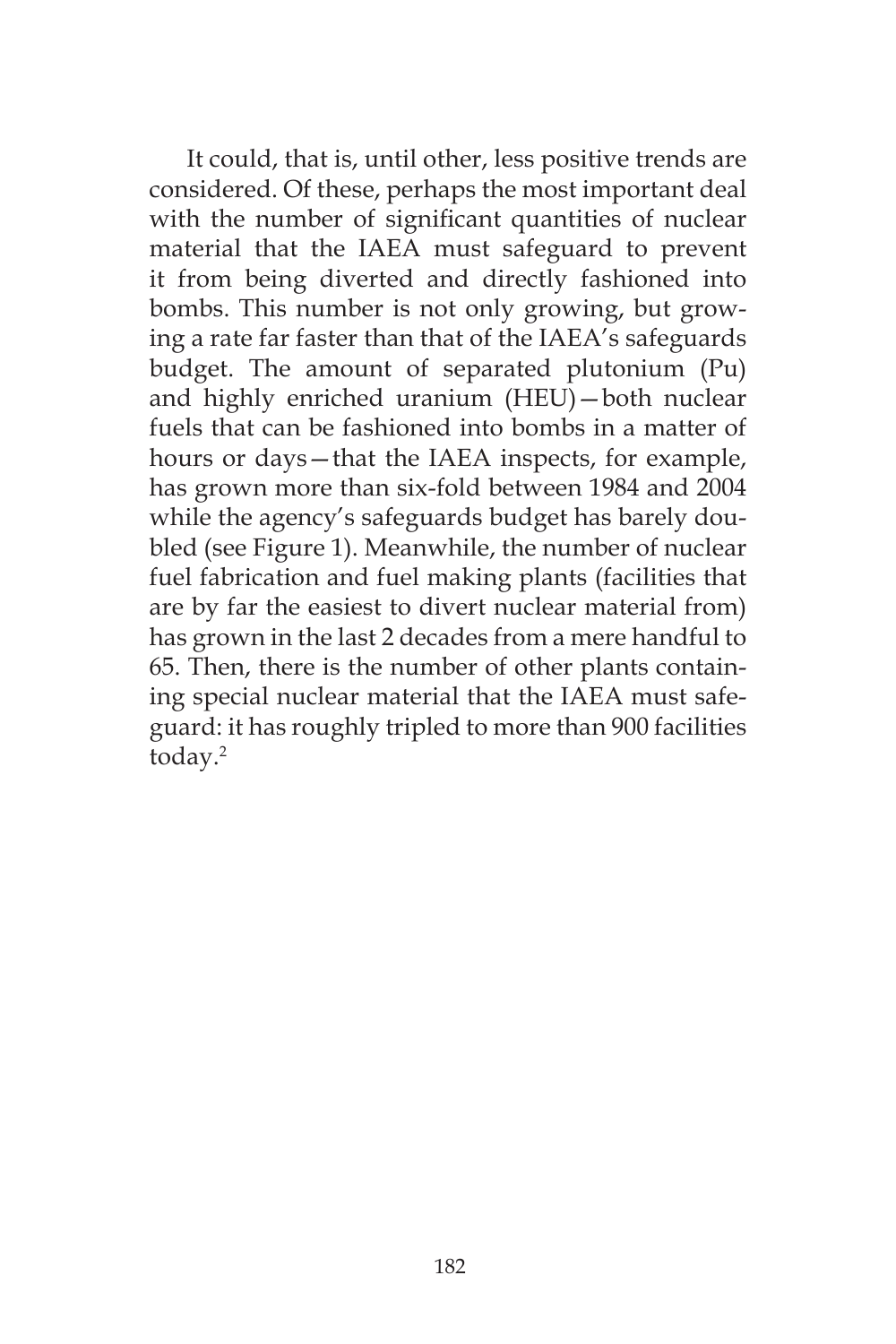It could, that is, until other, less positive trends are considered. Of these, perhaps the most important deal with the number of significant quantities of nuclear material that the IAEA must safeguard to prevent it from being diverted and directly fashioned into bombs. This number is not only growing, but growing a rate far faster than that of the IAEA's safeguards budget. The amount of separated plutonium (Pu) and highly enriched uranium (HEU)—both nuclear fuels that can be fashioned into bombs in a matter of hours or days—that the IAEA inspects, for example, has grown more than six-fold between 1984 and 2004 while the agency's safeguards budget has barely doubled (see Figure 1). Meanwhile, the number of nuclear fuel fabrication and fuel making plants (facilities that are by far the easiest to divert nuclear material from) has grown in the last 2 decades from a mere handful to 65. Then, there is the number of other plants containing special nuclear material that the IAEA must safeguard: it has roughly tripled to more than 900 facilities today.[2]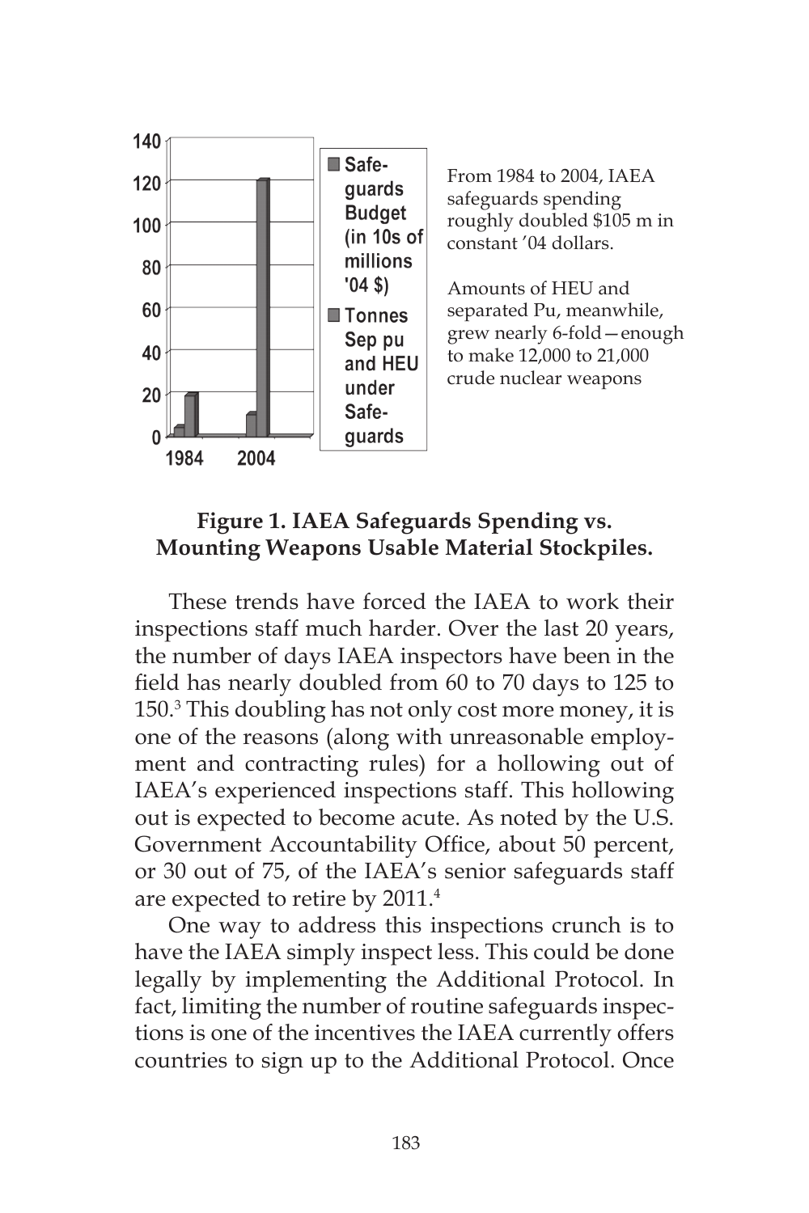140
120
100
80
60
40
20
0
1984
2004

Safe-guards Budget (in 10s of millions '04 $)

Tonnes Sep pu and HEU under Safe-guards

From 1984 to 2004, IAEA safeguards spending roughly doubled $105 m in constant ’04 dollars.

Amounts of HEU and separated Pu, meanwhile, grew nearly 6-fold—enough to make 12,000 to 21,000 crude nuclear weapons

**Figure 1. IAEA Safeguards Spending vs. Mounting Weapons Usable Material Stockpiles.**

These trends have forced the IAEA to work their inspections staff much harder. Over the last 20 years, the number of days IAEA inspectors have been in the field has nearly doubled from 60 to 70 days to 125 to 150.[3] This doubling has not only cost more money, it is one of the reasons (along with unreasonable employment and contracting rules) for a hollowing out of IAEA’s experienced inspections staff. This hollowing out is expected to become acute. As noted by the U.S. Government Accountability Office, about 50 percent, or 30 out of 75, of the IAEA’s senior safeguards staff are expected to retire by 2011.[4]

One way to address this inspections crunch is to have the IAEA simply inspect less. This could be done legally by implementing the Additional Protocol. In fact, limiting the number of routine safeguards inspections is one of the incentives the IAEA currently offers countries to sign up to the Additional Protocol. Once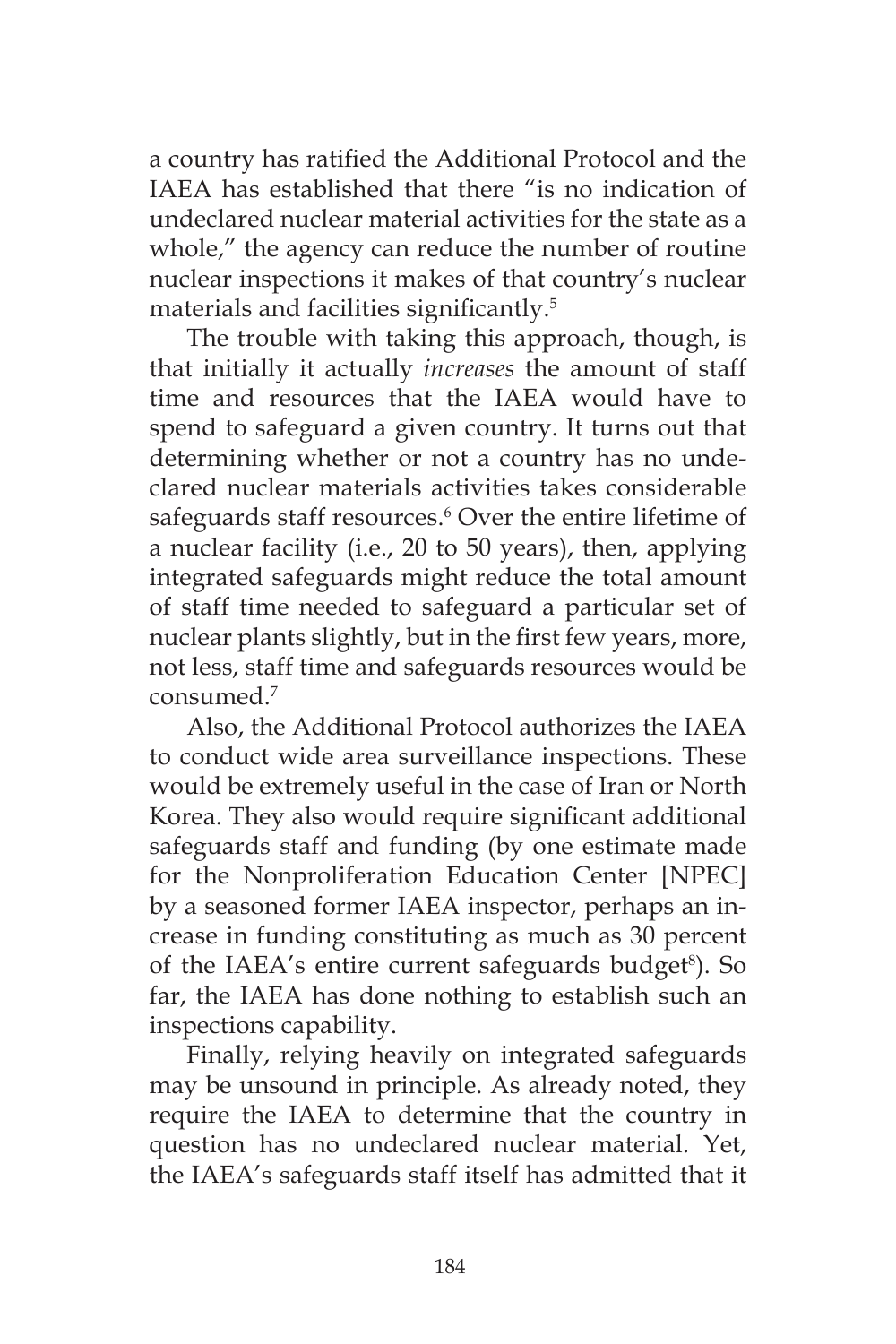a country has ratified the Additional Protocol and the IAEA has established that there "is no indication of undeclared nuclear material activities for the state as a whole," the agency can reduce the number of routine nuclear inspections it makes of that country's nuclear materials and facilities significantly.[5]

The trouble with taking this approach, though, is that initially it actually *increases* the amount of staff time and resources that the IAEA would have to spend to safeguard a given country. It turns out that determining whether or not a country has no undeclared nuclear materials activities takes considerable safeguards staff resources.[6] Over the entire lifetime of a nuclear facility (i.e., 20 to 50 years), then, applying integrated safeguards might reduce the total amount of staff time needed to safeguard a particular set of nuclear plants slightly, but in the first few years, more, not less, staff time and safeguards resources would be consumed.[7]

Also, the Additional Protocol authorizes the IAEA to conduct wide area surveillance inspections. These would be extremely useful in the case of Iran or North Korea. They also would require significant additional safeguards staff and funding (by one estimate made for the Nonproliferation Education Center [NPEC] by a seasoned former IAEA inspector, perhaps an increase in funding constituting as much as 30 percent of the IAEA's entire current safeguards budget[8]). So far, the IAEA has done nothing to establish such an inspections capability.

Finally, relying heavily on integrated safeguards may be unsound in principle. As already noted, they require the IAEA to determine that the country in question has no undeclared nuclear material. Yet, the IAEA's safeguards staff itself has admitted that it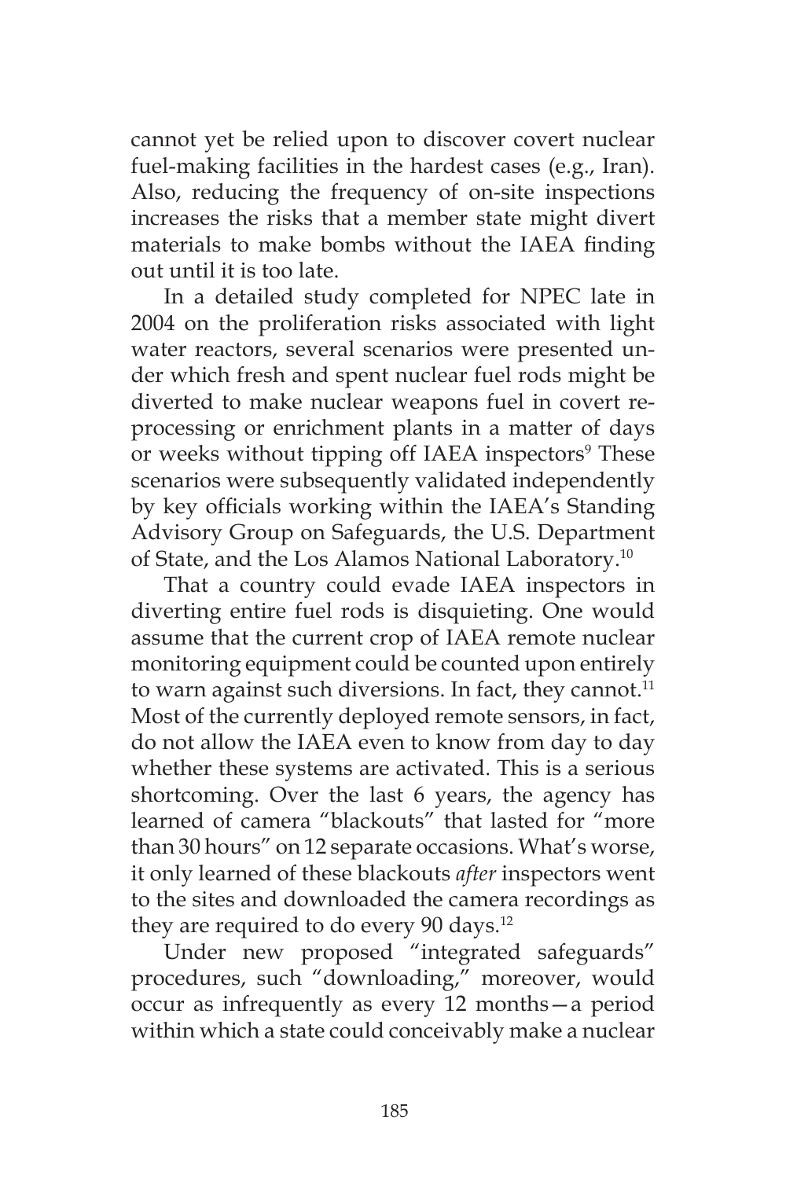cannot yet be relied upon to discover covert nuclear fuel-making facilities in the hardest cases (e.g., Iran). Also, reducing the frequency of on-site inspections increases the risks that a member state might divert materials to make bombs without the IAEA finding out until it is too late.

In a detailed study completed for NPEC late in 2004 on the proliferation risks associated with light water reactors, several scenarios were presented under which fresh and spent nuclear fuel rods might be diverted to make nuclear weapons fuel in covert reprocessing or enrichment plants in a matter of days or weeks without tipping off IAEA inspectors[9] These scenarios were subsequently validated independently by key officials working within the IAEA's Standing Advisory Group on Safeguards, the U.S. Department of State, and the Los Alamos National Laboratory.[10]

That a country could evade IAEA inspectors in diverting entire fuel rods is disquieting. One would assume that the current crop of IAEA remote nuclear monitoring equipment could be counted upon entirely to warn against such diversions. In fact, they cannot.[11] Most of the currently deployed remote sensors, in fact, do not allow the IAEA even to know from day to day whether these systems are activated. This is a serious shortcoming. Over the last 6 years, the agency has learned of camera "blackouts" that lasted for "more than 30 hours" on 12 separate occasions. What's worse, it only learned of these blackouts *after* inspectors went to the sites and downloaded the camera recordings as they are required to do every 90 days.[12]

Under new proposed "integrated safeguards" procedures, such "downloading," moreover, would occur as infrequently as every 12 months—a period within which a state could conceivably make a nuclear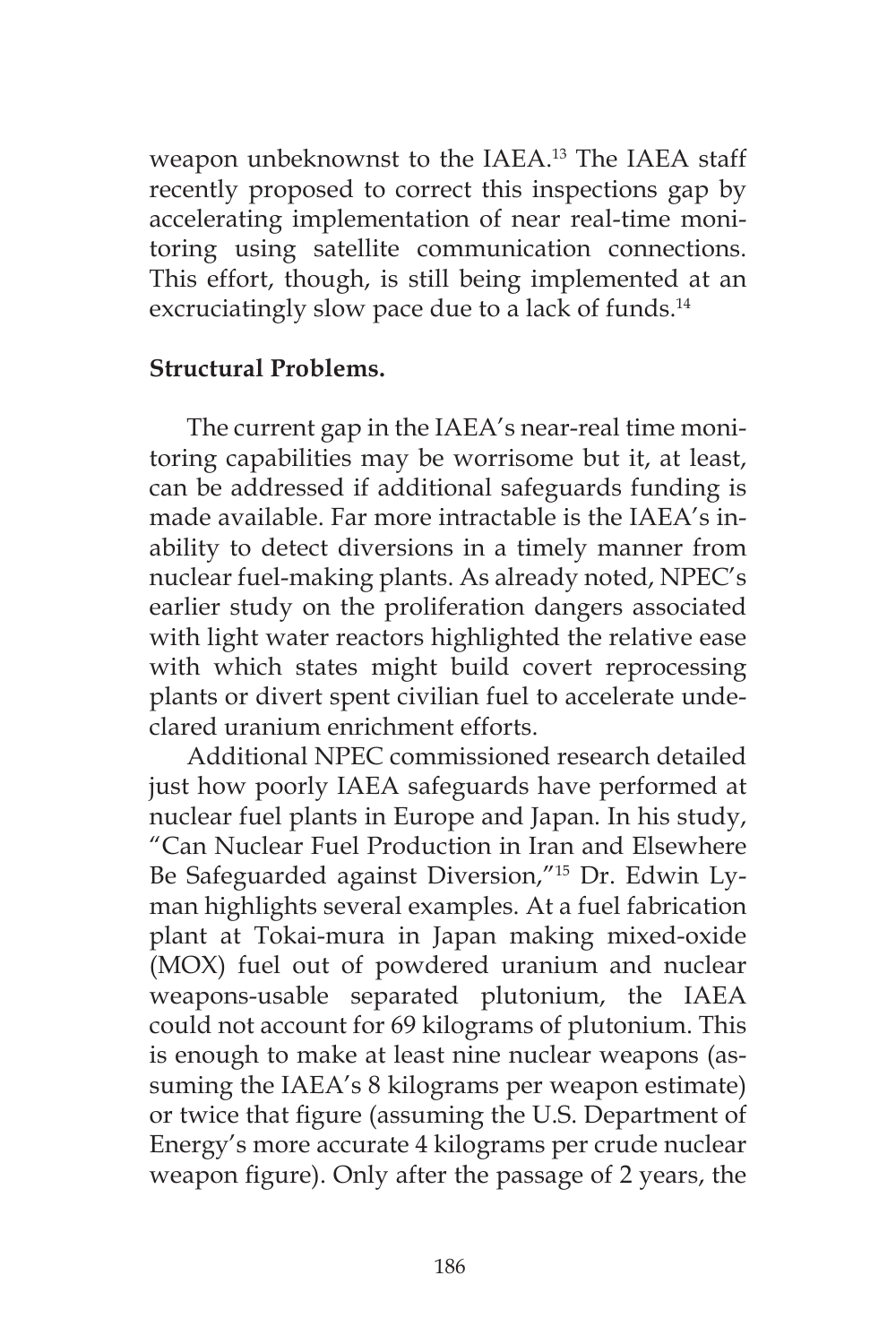weapon unbeknownst to the IAEA.[13] The IAEA staff recently proposed to correct this inspections gap by accelerating implementation of near real-time monitoring using satellite communication connections. This effort, though, is still being implemented at an excruciatingly slow pace due to a lack of funds.[14]

**Structural Problems.**

The current gap in the IAEA's near-real time monitoring capabilities may be worrisome but it, at least, can be addressed if additional safeguards funding is made available. Far more intractable is the IAEA's inability to detect diversions in a timely manner from nuclear fuel-making plants. As already noted, NPEC's earlier study on the proliferation dangers associated with light water reactors highlighted the relative ease with which states might build covert reprocessing plants or divert spent civilian fuel to accelerate undeclared uranium enrichment efforts.

Additional NPEC commissioned research detailed just how poorly IAEA safeguards have performed at nuclear fuel plants in Europe and Japan. In his study, "Can Nuclear Fuel Production in Iran and Elsewhere Be Safeguarded against Diversion,"[15] Dr. Edwin Lyman highlights several examples. At a fuel fabrication plant at Tokai-mura in Japan making mixed-oxide (MOX) fuel out of powdered uranium and nuclear weapons-usable separated plutonium, the IAEA could not account for 69 kilograms of plutonium. This is enough to make at least nine nuclear weapons (assuming the IAEA's 8 kilograms per weapon estimate) or twice that figure (assuming the U.S. Department of Energy's more accurate 4 kilograms per crude nuclear weapon figure). Only after the passage of 2 years, the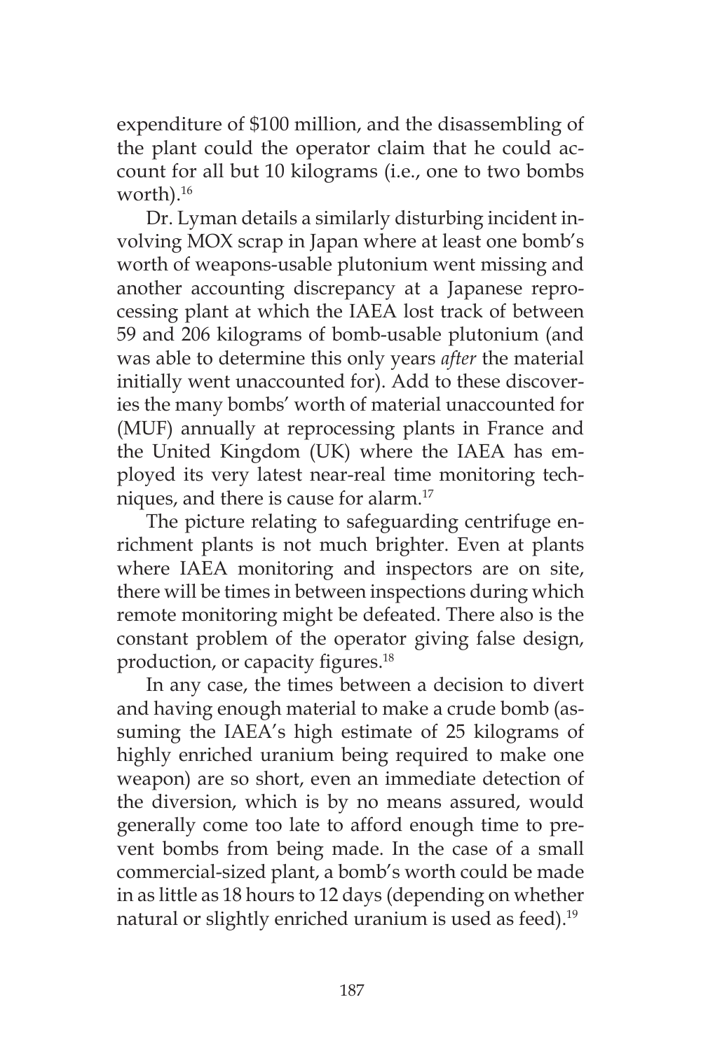expenditure of $100 million, and the disassembling of the plant could the operator claim that he could account for all but 10 kilograms (i.e., one to two bombs worth).[16]

Dr. Lyman details a similarly disturbing incident involving MOX scrap in Japan where at least one bomb's worth of weapons-usable plutonium went missing and another accounting discrepancy at a Japanese reprocessing plant at which the IAEA lost track of between 59 and 206 kilograms of bomb-usable plutonium (and was able to determine this only years *after* the material initially went unaccounted for). Add to these discoveries the many bombs' worth of material unaccounted for (MUF) annually at reprocessing plants in France and the United Kingdom (UK) where the IAEA has employed its very latest near-real time monitoring techniques, and there is cause for alarm.[17]

The picture relating to safeguarding centrifuge enrichment plants is not much brighter. Even at plants where IAEA monitoring and inspectors are on site, there will be times in between inspections during which remote monitoring might be defeated. There also is the constant problem of the operator giving false design, production, or capacity figures.[18]

In any case, the times between a decision to divert and having enough material to make a crude bomb (assuming the IAEA's high estimate of 25 kilograms of highly enriched uranium being required to make one weapon) are so short, even an immediate detection of the diversion, which is by no means assured, would generally come too late to afford enough time to prevent bombs from being made. In the case of a small commercial-sized plant, a bomb's worth could be made in as little as 18 hours to 12 days (depending on whether natural or slightly enriched uranium is used as feed).[19]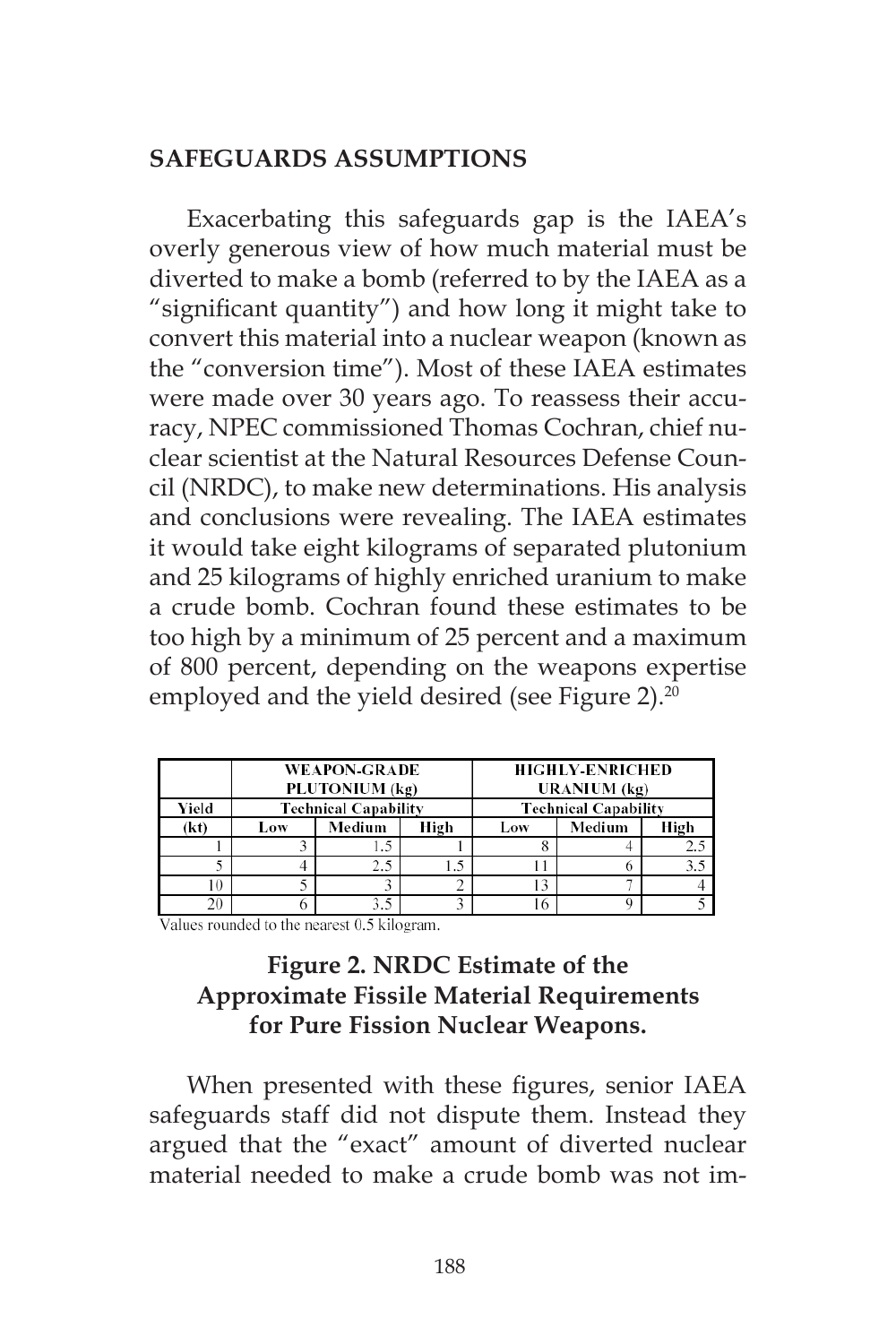## SAFEGUARDS ASSUMPTIONS

Exacerbating this safeguards gap is the IAEA's overly generous view of how much material must be diverted to make a bomb (referred to by the IAEA as a "significant quantity") and how long it might take to convert this material into a nuclear weapon (known as the "conversion time"). Most of these IAEA estimates were made over 30 years ago. To reassess their accuracy, NPEC commissioned Thomas Cochran, chief nuclear scientist at the Natural Resources Defense Council (NRDC), to make new determinations. His analysis and conclusions were revealing. The IAEA estimates it would take eight kilograms of separated plutonium and 25 kilograms of highly enriched uranium to make a crude bomb. Cochran found these estimates to be too high by a minimum of 25 percent and a maximum of 800 percent, depending on the weapons expertise employed and the yield desired (see Figure 2).[20]

| | WEAPON-GRADE PLUTONIUM (kg) | | | HIGHLY-ENRICHED URANIUM (kg) | | |
|---|---|---|---|---|---|---|
| Yield | Technical Capability | | | Technical Capability | | |
| (kt) | Low | Medium | High | Low | Medium | High |
| 1 | 3 | 1.5 | 1 | 8 | 4 | 2.5 |
| 5 | 4 | 2.5 | 1.5 | 11 | 6 | 3.5 |
| 10 | 5 | 3 | 2 | 13 | 7 | 4 |
| 20 | 6 | 3.5 | 3 | 16 | 9 | 5 |

Values rounded to the nearest 0.5 kilogram.

**Figure 2. NRDC Estimate of the Approximate Fissile Material Requirements for Pure Fission Nuclear Weapons.**

When presented with these figures, senior IAEA safeguards staff did not dispute them. Instead they argued that the "exact" amount of diverted nuclear material needed to make a crude bomb was not im-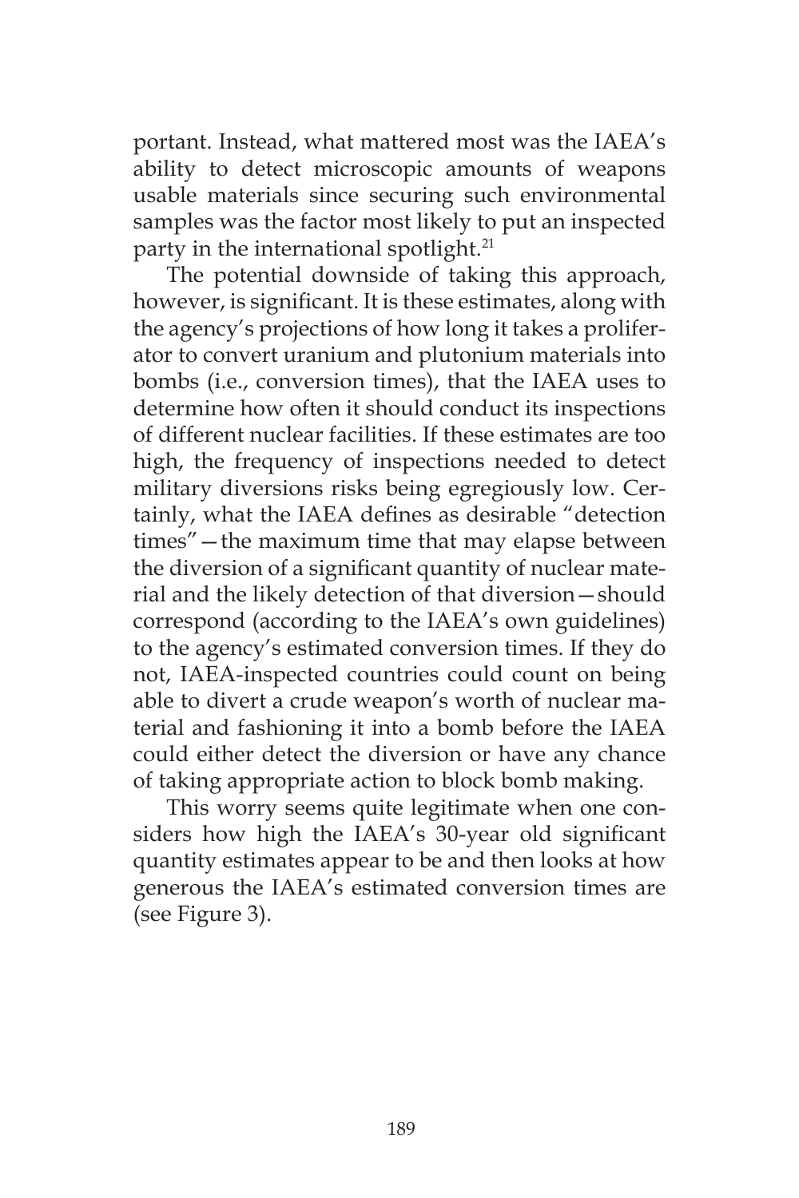portant. Instead, what mattered most was the IAEA's ability to detect microscopic amounts of weapons usable materials since securing such environmental samples was the factor most likely to put an inspected party in the international spotlight.[21]

The potential downside of taking this approach, however, is significant. It is these estimates, along with the agency's projections of how long it takes a proliferator to convert uranium and plutonium materials into bombs (i.e., conversion times), that the IAEA uses to determine how often it should conduct its inspections of different nuclear facilities. If these estimates are too high, the frequency of inspections needed to detect military diversions risks being egregiously low. Certainly, what the IAEA defines as desirable "detection times"—the maximum time that may elapse between the diversion of a significant quantity of nuclear material and the likely detection of that diversion—should correspond (according to the IAEA's own guidelines) to the agency's estimated conversion times. If they do not, IAEA-inspected countries could count on being able to divert a crude weapon's worth of nuclear material and fashioning it into a bomb before the IAEA could either detect the diversion or have any chance of taking appropriate action to block bomb making.

This worry seems quite legitimate when one considers how high the IAEA's 30-year old significant quantity estimates appear to be and then looks at how generous the IAEA's estimated conversion times are (see Figure 3).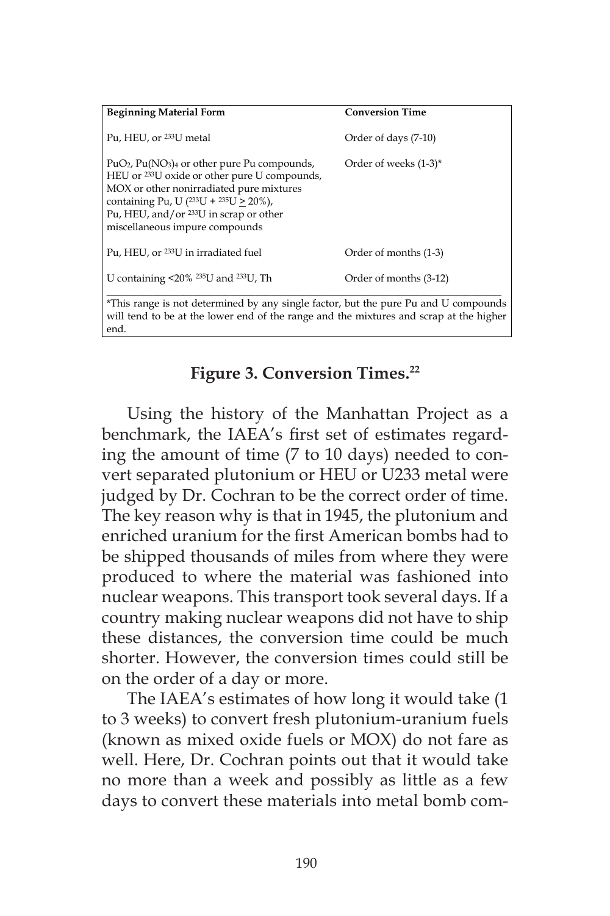| Beginning Material Form | Conversion Time |
|---|---|
| Pu, HEU, or $^{233}U$ metal | Order of days (7-10) |
| $PuO_2$, $Pu(NO_3)_4$ or other pure Pu compounds, HEU or $^{233}U$ oxide or other pure U compounds, MOX or other nonirradiated pure mixtures containing Pu, U ($^{233}U + ^{235}U \geq 20\%$), Pu, HEU, and/or $^{233}U$ in scrap or other miscellaneous impure compounds | Order of weeks (1-3)* |
| Pu, HEU, or $^{233}U$ in irradiated fuel | Order of months (1-3) |
| U containing <20% $^{235}U$ and $^{233}U$, Th | Order of months (3-12) |

*This range is not determined by any single factor, but the pure Pu and U compounds will tend to be at the lower end of the range and the mixtures and scrap at the higher end.

**Figure 3. Conversion Times.[22]**

Using the history of the Manhattan Project as a benchmark, the IAEA's first set of estimates regarding the amount of time (7 to 10 days) needed to convert separated plutonium or HEU or U233 metal were judged by Dr. Cochran to be the correct order of time. The key reason why is that in 1945, the plutonium and enriched uranium for the first American bombs had to be shipped thousands of miles from where they were produced to where the material was fashioned into nuclear weapons. This transport took several days. If a country making nuclear weapons did not have to ship these distances, the conversion time could be much shorter. However, the conversion times could still be on the order of a day or more.

The IAEA's estimates of how long it would take (1 to 3 weeks) to convert fresh plutonium-uranium fuels (known as mixed oxide fuels or MOX) do not fare as well. Here, Dr. Cochran points out that it would take no more than a week and possibly as little as a few days to convert these materials into metal bomb com-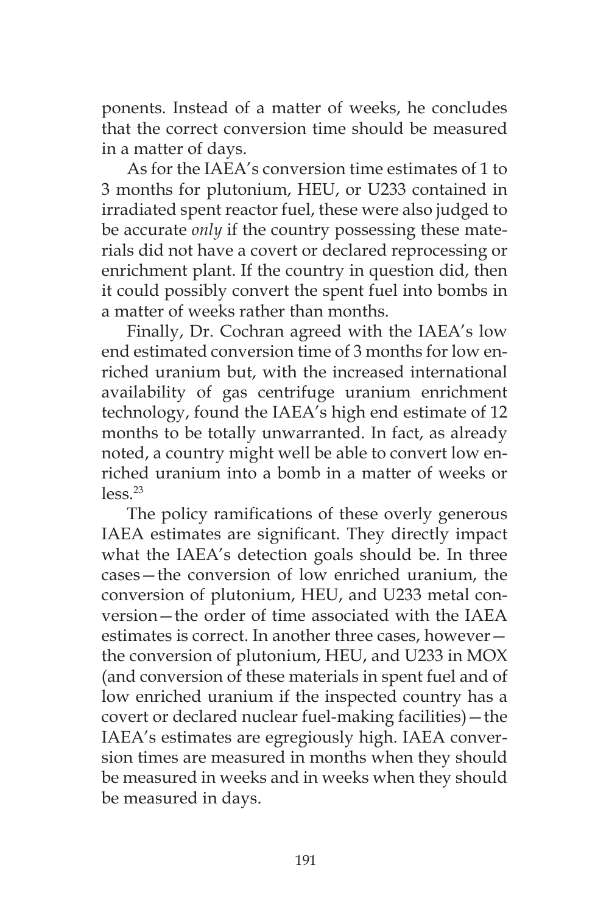ponents. Instead of a matter of weeks, he concludes that the correct conversion time should be measured in a matter of days.

As for the IAEA's conversion time estimates of 1 to 3 months for plutonium, HEU, or U233 contained in irradiated spent reactor fuel, these were also judged to be accurate *only* if the country possessing these materials did not have a covert or declared reprocessing or enrichment plant. If the country in question did, then it could possibly convert the spent fuel into bombs in a matter of weeks rather than months.

Finally, Dr. Cochran agreed with the IAEA's low end estimated conversion time of 3 months for low enriched uranium but, with the increased international availability of gas centrifuge uranium enrichment technology, found the IAEA's high end estimate of 12 months to be totally unwarranted. In fact, as already noted, a country might well be able to convert low enriched uranium into a bomb in a matter of weeks or less.[23]

The policy ramifications of these overly generous IAEA estimates are significant. They directly impact what the IAEA's detection goals should be. In three cases—the conversion of low enriched uranium, the conversion of plutonium, HEU, and U233 metal conversion—the order of time associated with the IAEA estimates is correct. In another three cases, however—the conversion of plutonium, HEU, and U233 in MOX (and conversion of these materials in spent fuel and of low enriched uranium if the inspected country has a covert or declared nuclear fuel-making facilities)—the IAEA's estimates are egregiously high. IAEA conversion times are measured in months when they should be measured in weeks and in weeks when they should be measured in days.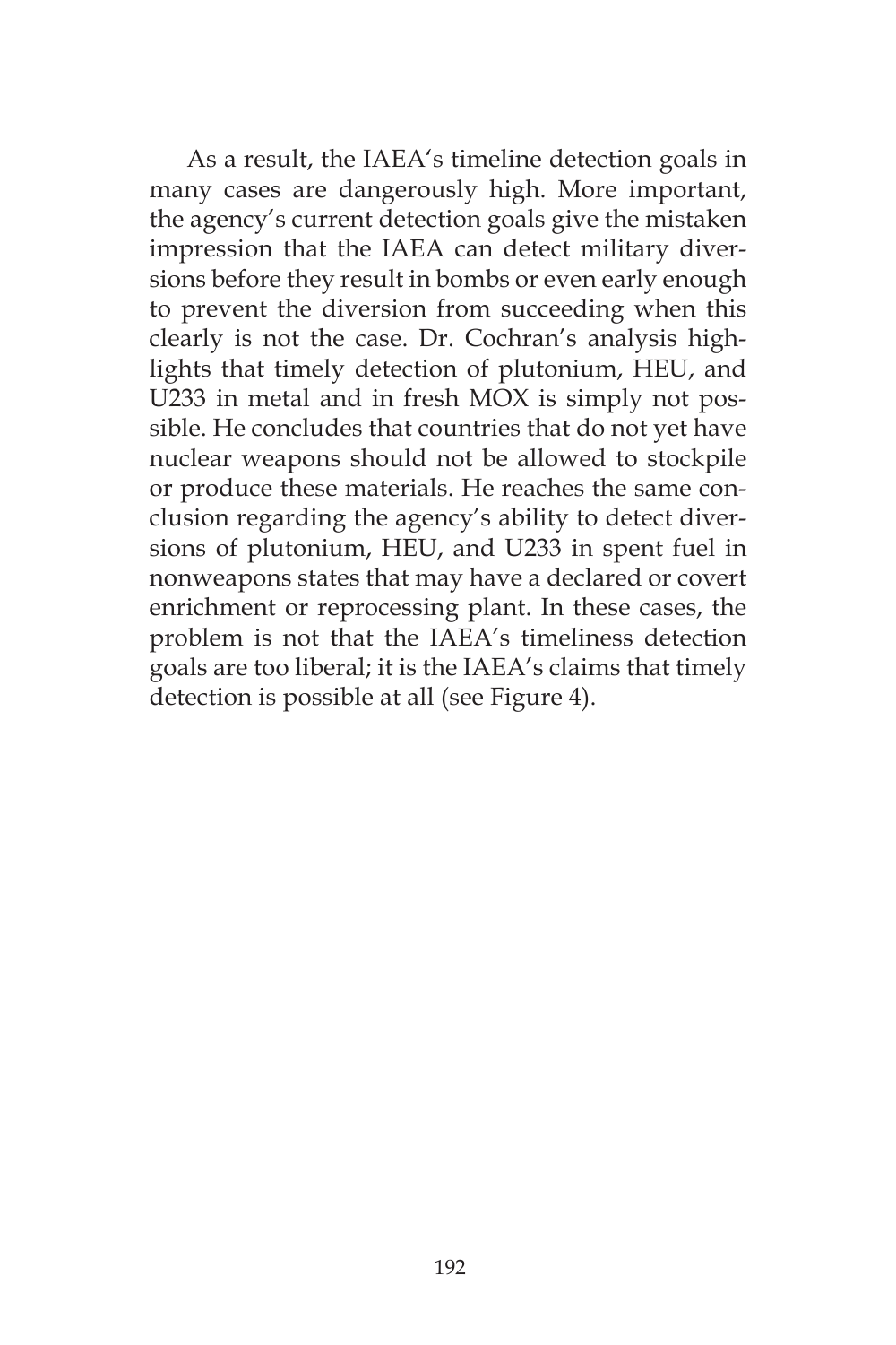As a result, the IAEA's timeline detection goals in many cases are dangerously high. More important, the agency's current detection goals give the mistaken impression that the IAEA can detect military diversions before they result in bombs or even early enough to prevent the diversion from succeeding when this clearly is not the case. Dr. Cochran's analysis highlights that timely detection of plutonium, HEU, and U233 in metal and in fresh MOX is simply not possible. He concludes that countries that do not yet have nuclear weapons should not be allowed to stockpile or produce these materials. He reaches the same conclusion regarding the agency's ability to detect diversions of plutonium, HEU, and U233 in spent fuel in nonweapons states that may have a declared or covert enrichment or reprocessing plant. In these cases, the problem is not that the IAEA's timeliness detection goals are too liberal; it is the IAEA's claims that timely detection is possible at all (see Figure 4).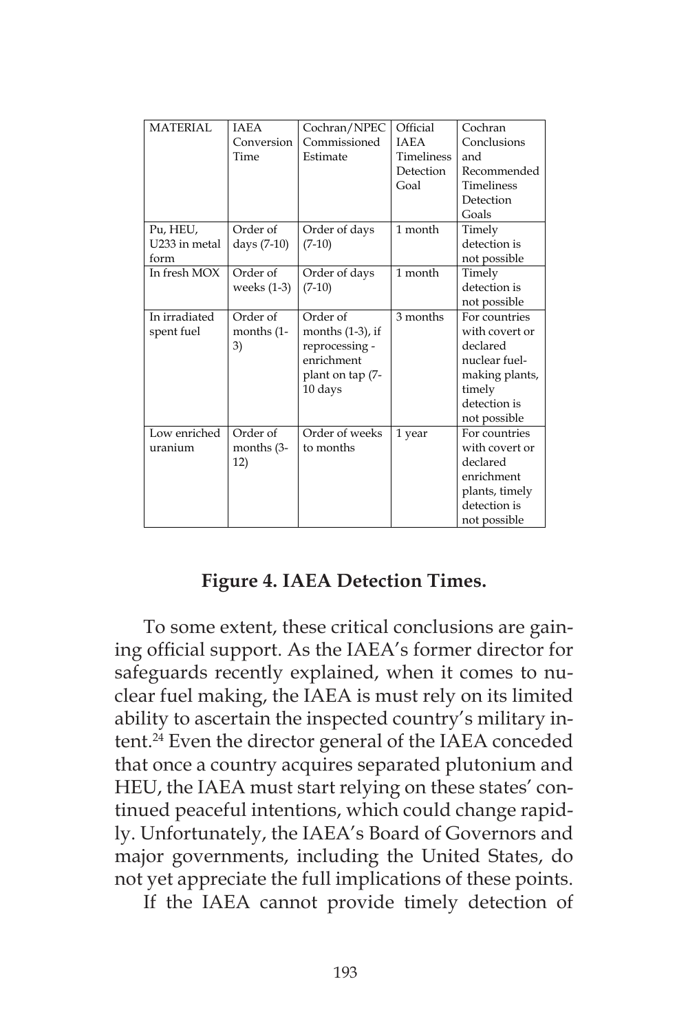| MATERIAL | IAEA Conversion Time | Cochran/NPEC Commissioned Estimate | Official IAEA Timeliness Detection Goal | Cochran Conclusions and Recommended Timeliness Detection Goals |
|---|---|---|---|---|
| Pu, HEU, U233 in metal form | Order of days (7-10) | Order of days (7-10) | 1 month | Timely detection is not possible |
| In fresh MOX | Order of weeks (1-3) | Order of days (7-10) | 1 month | Timely detection is not possible |
| In irradiated spent fuel | Order of months (1-3) | Order of months (1-3), if reprocessing - enrichment plant on tap (7-10 days | 3 months | For countries with covert or declared nuclear fuel-making plants, timely detection is not possible |
| Low enriched uranium | Order of months (3-12) | Order of weeks to months | 1 year | For countries with covert or declared enrichment plants, timely detection is not possible |

**Figure 4. IAEA Detection Times.**

To some extent, these critical conclusions are gaining official support. As the IAEA's former director for safeguards recently explained, when it comes to nuclear fuel making, the IAEA is must rely on its limited ability to ascertain the inspected country's military intent.[24] Even the director general of the IAEA conceded that once a country acquires separated plutonium and HEU, the IAEA must start relying on these states' continued peaceful intentions, which could change rapidly. Unfortunately, the IAEA's Board of Governors and major governments, including the United States, do not yet appreciate the full implications of these points.

If the IAEA cannot provide timely detection of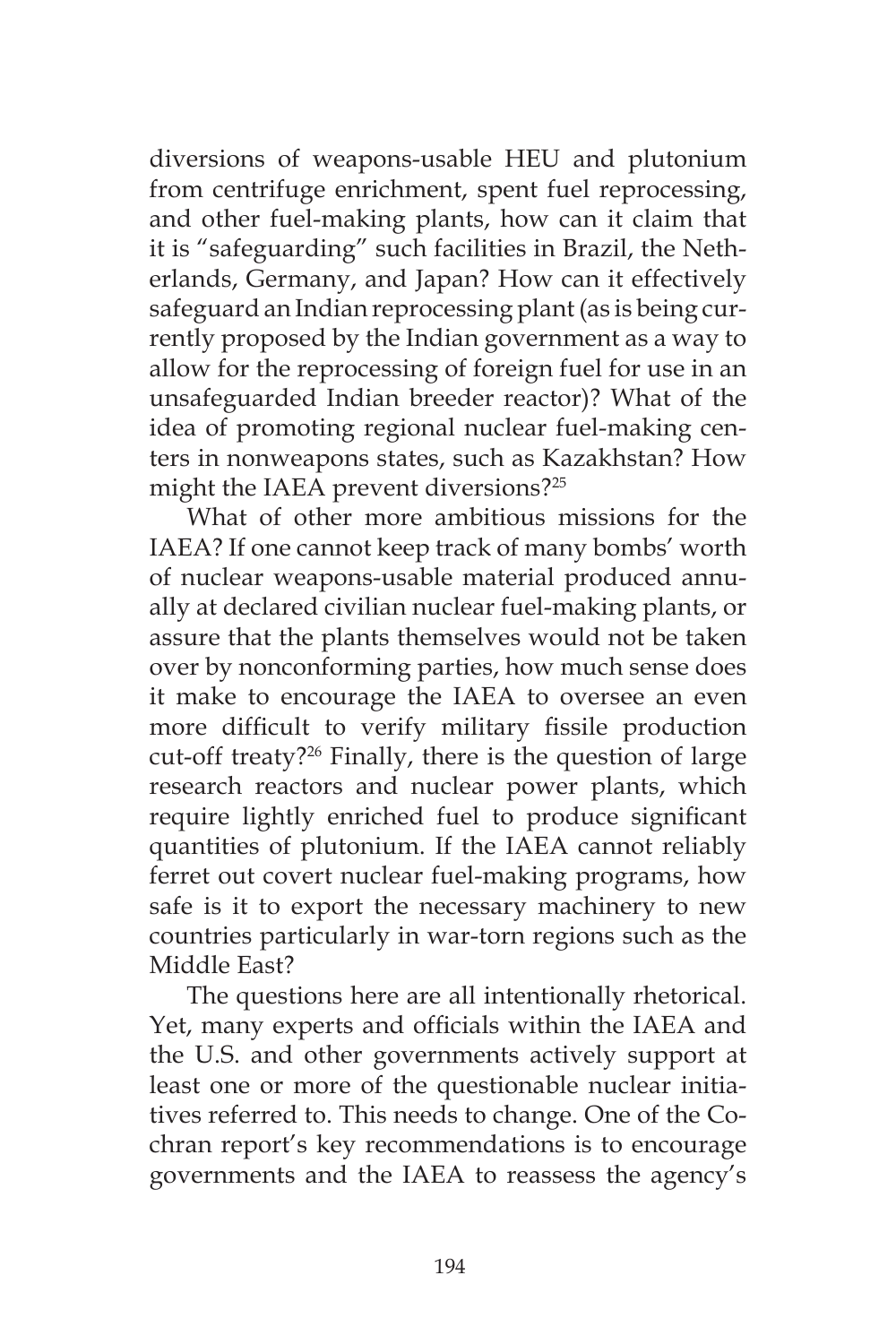diversions of weapons-usable HEU and plutonium from centrifuge enrichment, spent fuel reprocessing, and other fuel-making plants, how can it claim that it is "safeguarding" such facilities in Brazil, the Netherlands, Germany, and Japan? How can it effectively safeguard an Indian reprocessing plant (as is being currently proposed by the Indian government as a way to allow for the reprocessing of foreign fuel for use in an unsafeguarded Indian breeder reactor)? What of the idea of promoting regional nuclear fuel-making centers in nonweapons states, such as Kazakhstan? How might the IAEA prevent diversions?[25]

What of other more ambitious missions for the IAEA? If one cannot keep track of many bombs' worth of nuclear weapons-usable material produced annually at declared civilian nuclear fuel-making plants, or assure that the plants themselves would not be taken over by nonconforming parties, how much sense does it make to encourage the IAEA to oversee an even more difficult to verify military fissile production cut-off treaty?[26] Finally, there is the question of large research reactors and nuclear power plants, which require lightly enriched fuel to produce significant quantities of plutonium. If the IAEA cannot reliably ferret out covert nuclear fuel-making programs, how safe is it to export the necessary machinery to new countries particularly in war-torn regions such as the Middle East?

The questions here are all intentionally rhetorical. Yet, many experts and officials within the IAEA and the U.S. and other governments actively support at least one or more of the questionable nuclear initiatives referred to. This needs to change. One of the Cochran report's key recommendations is to encourage governments and the IAEA to reassess the agency's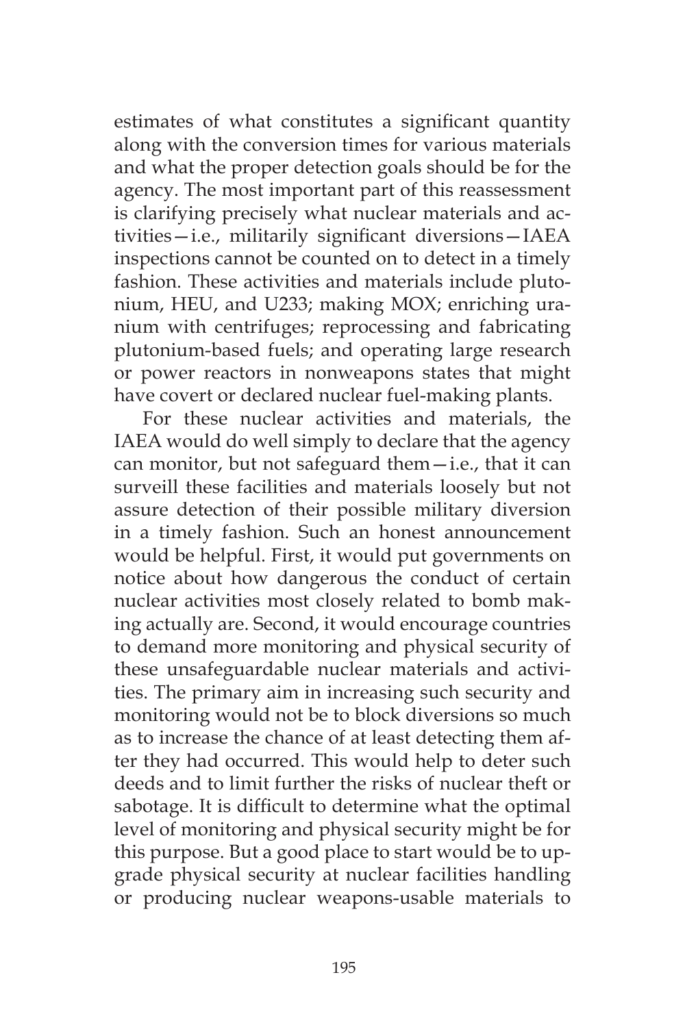estimates of what constitutes a significant quantity along with the conversion times for various materials and what the proper detection goals should be for the agency. The most important part of this reassessment is clarifying precisely what nuclear materials and activities—i.e., militarily significant diversions—IAEA inspections cannot be counted on to detect in a timely fashion. These activities and materials include plutonium, HEU, and U233; making MOX; enriching uranium with centrifuges; reprocessing and fabricating plutonium-based fuels; and operating large research or power reactors in nonweapons states that might have covert or declared nuclear fuel-making plants.

For these nuclear activities and materials, the IAEA would do well simply to declare that the agency can monitor, but not safeguard them—i.e., that it can surveill these facilities and materials loosely but not assure detection of their possible military diversion in a timely fashion. Such an honest announcement would be helpful. First, it would put governments on notice about how dangerous the conduct of certain nuclear activities most closely related to bomb making actually are. Second, it would encourage countries to demand more monitoring and physical security of these unsafeguardable nuclear materials and activities. The primary aim in increasing such security and monitoring would not be to block diversions so much as to increase the chance of at least detecting them after they had occurred. This would help to deter such deeds and to limit further the risks of nuclear theft or sabotage. It is difficult to determine what the optimal level of monitoring and physical security might be for this purpose. But a good place to start would be to upgrade physical security at nuclear facilities handling or producing nuclear weapons-usable materials to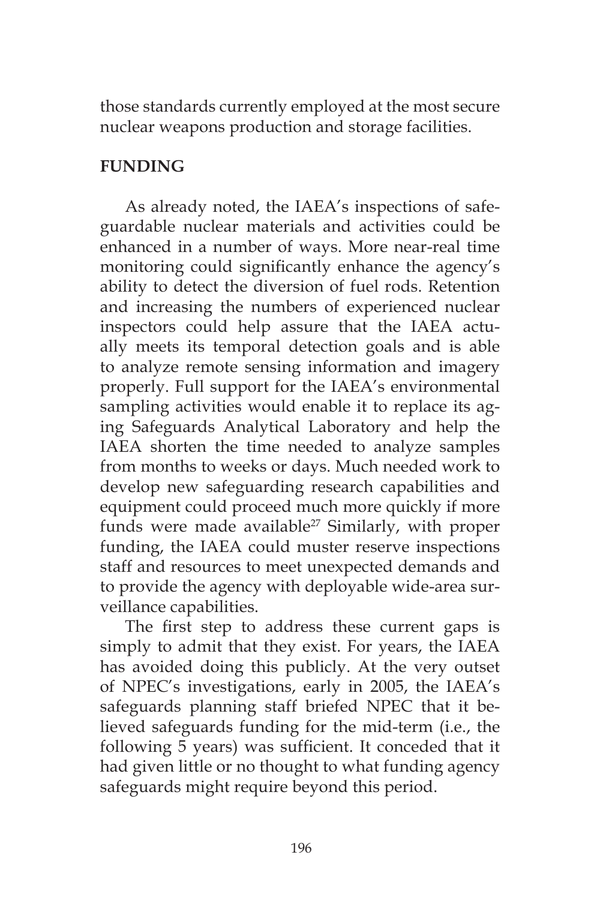those standards currently employed at the most secure nuclear weapons production and storage facilities.

## FUNDING

As already noted, the IAEA's inspections of safeguardable nuclear materials and activities could be enhanced in a number of ways. More near-real time monitoring could significantly enhance the agency's ability to detect the diversion of fuel rods. Retention and increasing the numbers of experienced nuclear inspectors could help assure that the IAEA actually meets its temporal detection goals and is able to analyze remote sensing information and imagery properly. Full support for the IAEA's environmental sampling activities would enable it to replace its aging Safeguards Analytical Laboratory and help the IAEA shorten the time needed to analyze samples from months to weeks or days. Much needed work to develop new safeguarding research capabilities and equipment could proceed much more quickly if more funds were made available[27] Similarly, with proper funding, the IAEA could muster reserve inspections staff and resources to meet unexpected demands and to provide the agency with deployable wide-area surveillance capabilities.

The first step to address these current gaps is simply to admit that they exist. For years, the IAEA has avoided doing this publicly. At the very outset of NPEC's investigations, early in 2005, the IAEA's safeguards planning staff briefed NPEC that it believed safeguards funding for the mid-term (i.e., the following 5 years) was sufficient. It conceded that it had given little or no thought to what funding agency safeguards might require beyond this period.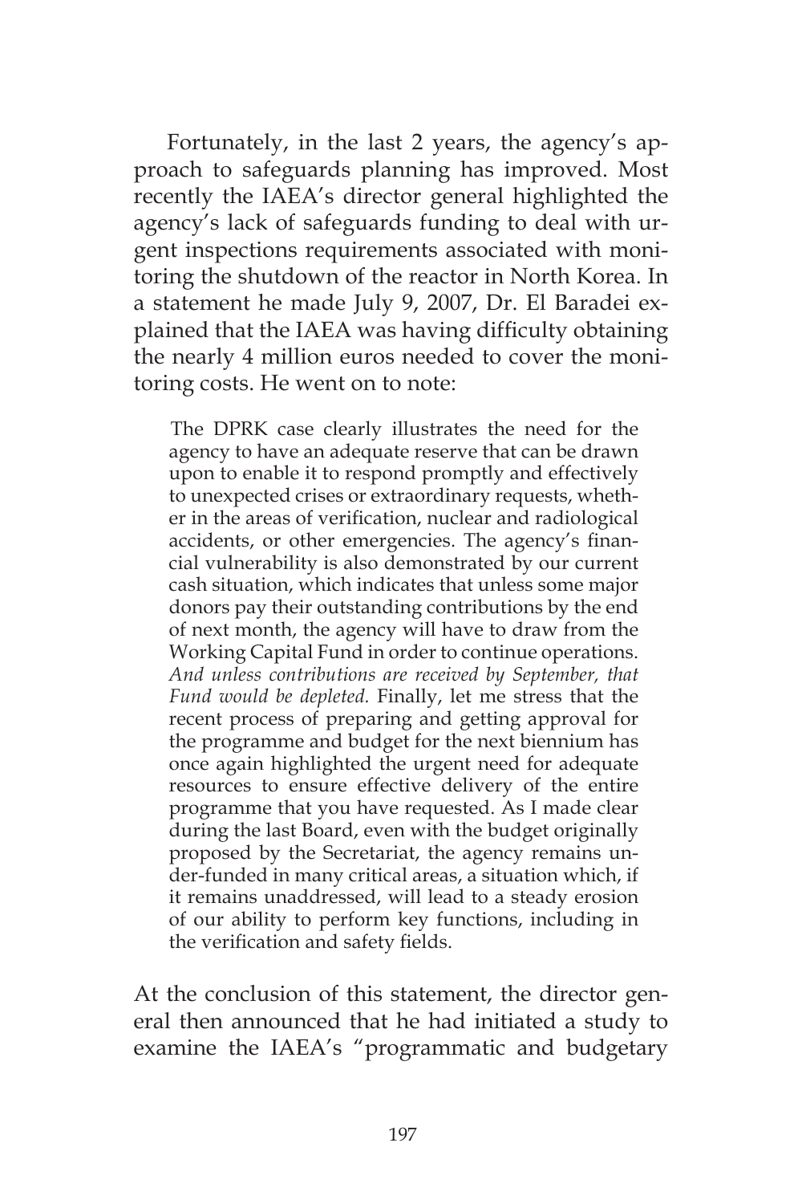Fortunately, in the last 2 years, the agency's approach to safeguards planning has improved. Most recently the IAEA's director general highlighted the agency's lack of safeguards funding to deal with urgent inspections requirements associated with monitoring the shutdown of the reactor in North Korea. In a statement he made July 9, 2007, Dr. El Baradei explained that the IAEA was having difficulty obtaining the nearly 4 million euros needed to cover the monitoring costs. He went on to note:

> The DPRK case clearly illustrates the need for the agency to have an adequate reserve that can be drawn upon to enable it to respond promptly and effectively to unexpected crises or extraordinary requests, whether in the areas of verification, nuclear and radiological accidents, or other emergencies. The agency's financial vulnerability is also demonstrated by our current cash situation, which indicates that unless some major donors pay their outstanding contributions by the end of next month, the agency will have to draw from the Working Capital Fund in order to continue operations. *And unless contributions are received by September, that Fund would be depleted.* Finally, let me stress that the recent process of preparing and getting approval for the programme and budget for the next biennium has once again highlighted the urgent need for adequate resources to ensure effective delivery of the entire programme that you have requested. As I made clear during the last Board, even with the budget originally proposed by the Secretariat, the agency remains under-funded in many critical areas, a situation which, if it remains unaddressed, will lead to a steady erosion of our ability to perform key functions, including in the verification and safety fields.

At the conclusion of this statement, the director general then announced that he had initiated a study to examine the IAEA's "programmatic and budgetary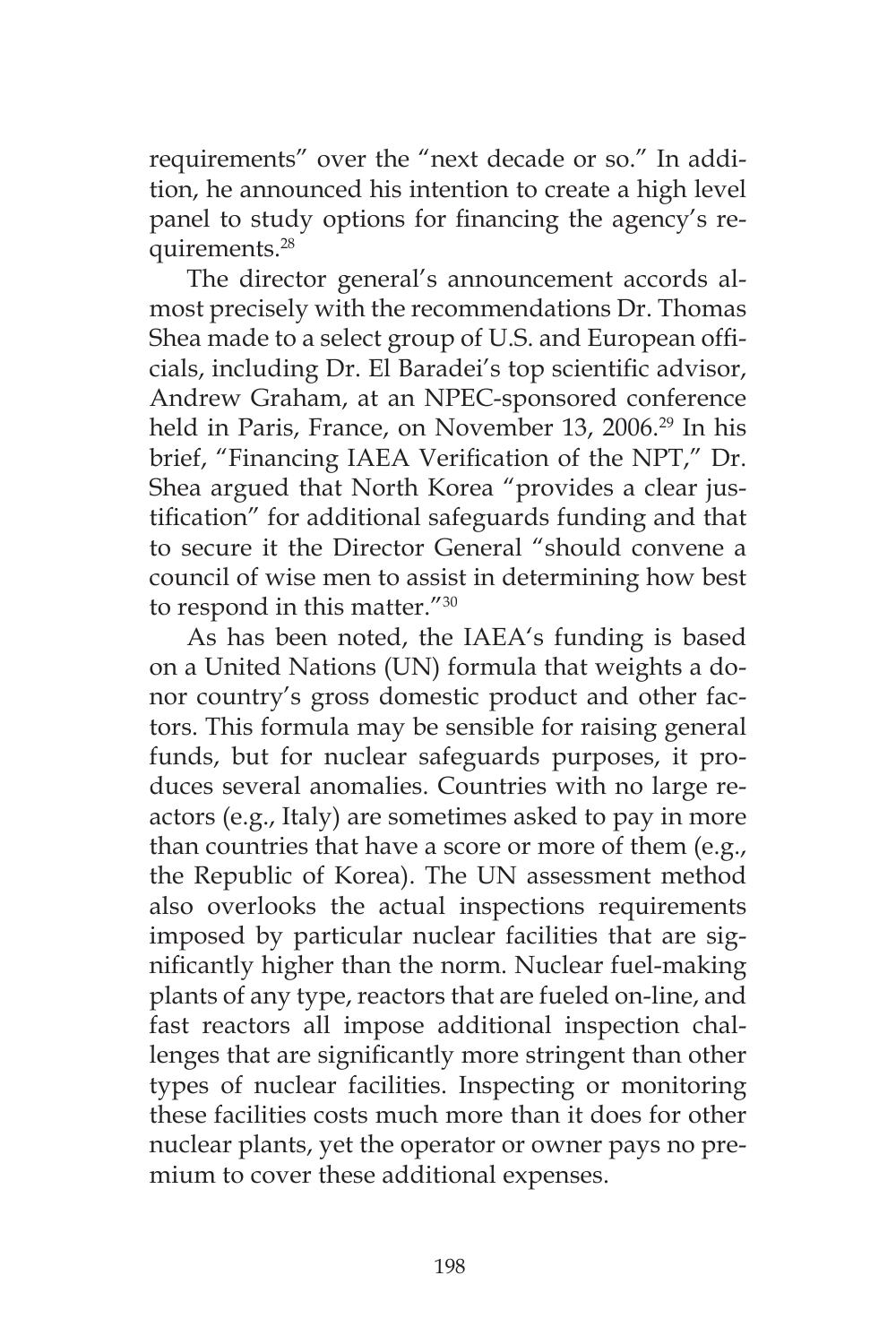requirements" over the "next decade or so." In addition, he announced his intention to create a high level panel to study options for financing the agency's requirements.[28]

The director general's announcement accords almost precisely with the recommendations Dr. Thomas Shea made to a select group of U.S. and European officials, including Dr. El Baradei's top scientific advisor, Andrew Graham, at an NPEC-sponsored conference held in Paris, France, on November 13, 2006.[29] In his brief, "Financing IAEA Verification of the NPT," Dr. Shea argued that North Korea "provides a clear justification" for additional safeguards funding and that to secure it the Director General "should convene a council of wise men to assist in determining how best to respond in this matter."[30]

As has been noted, the IAEA's funding is based on a United Nations (UN) formula that weights a donor country's gross domestic product and other factors. This formula may be sensible for raising general funds, but for nuclear safeguards purposes, it produces several anomalies. Countries with no large reactors (e.g., Italy) are sometimes asked to pay in more than countries that have a score or more of them (e.g., the Republic of Korea). The UN assessment method also overlooks the actual inspections requirements imposed by particular nuclear facilities that are significantly higher than the norm. Nuclear fuel-making plants of any type, reactors that are fueled on-line, and fast reactors all impose additional inspection challenges that are significantly more stringent than other types of nuclear facilities. Inspecting or monitoring these facilities costs much more than it does for other nuclear plants, yet the operator or owner pays no premium to cover these additional expenses.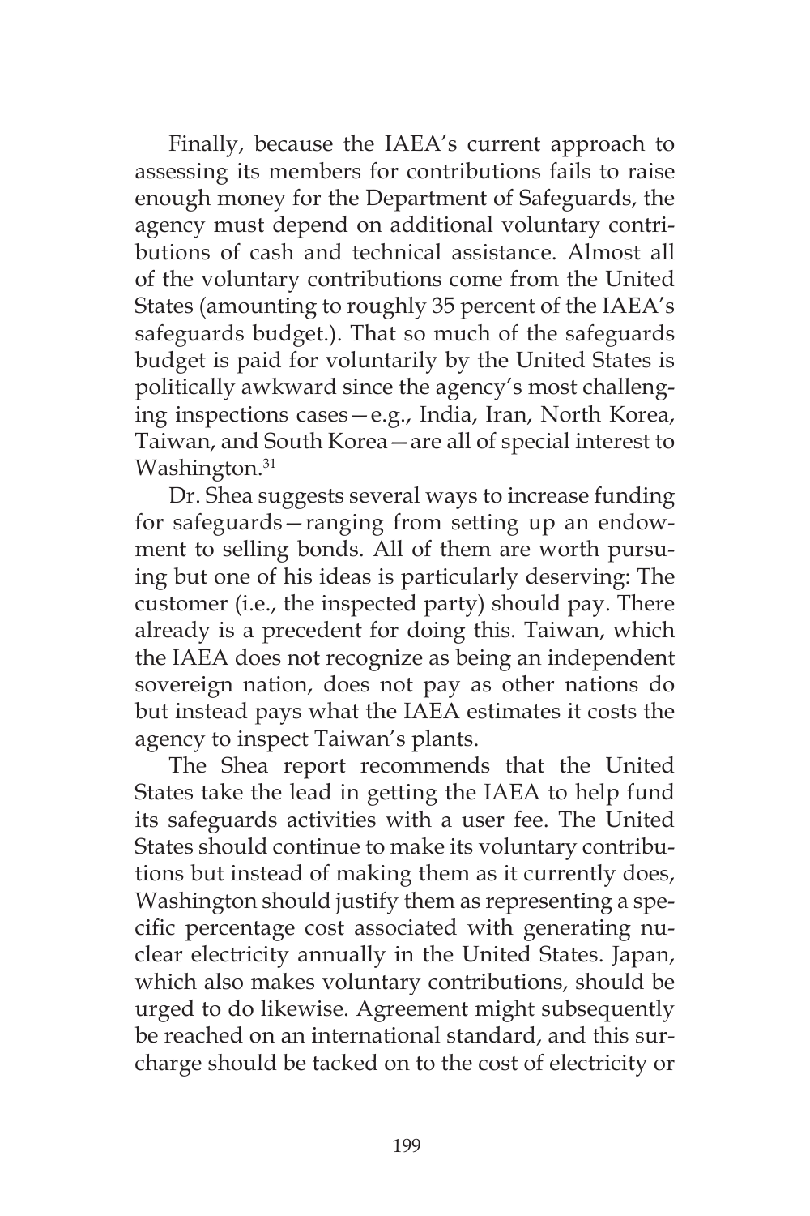Finally, because the IAEA's current approach to assessing its members for contributions fails to raise enough money for the Department of Safeguards, the agency must depend on additional voluntary contributions of cash and technical assistance. Almost all of the voluntary contributions come from the United States (amounting to roughly 35 percent of the IAEA's safeguards budget.). That so much of the safeguards budget is paid for voluntarily by the United States is politically awkward since the agency's most challenging inspections cases—e.g., India, Iran, North Korea, Taiwan, and South Korea—are all of special interest to Washington.[31]

Dr. Shea suggests several ways to increase funding for safeguards—ranging from setting up an endowment to selling bonds. All of them are worth pursuing but one of his ideas is particularly deserving: The customer (i.e., the inspected party) should pay. There already is a precedent for doing this. Taiwan, which the IAEA does not recognize as being an independent sovereign nation, does not pay as other nations do but instead pays what the IAEA estimates it costs the agency to inspect Taiwan's plants.

The Shea report recommends that the United States take the lead in getting the IAEA to help fund its safeguards activities with a user fee. The United States should continue to make its voluntary contributions but instead of making them as it currently does, Washington should justify them as representing a specific percentage cost associated with generating nuclear electricity annually in the United States. Japan, which also makes voluntary contributions, should be urged to do likewise. Agreement might subsequently be reached on an international standard, and this surcharge should be tacked on to the cost of electricity or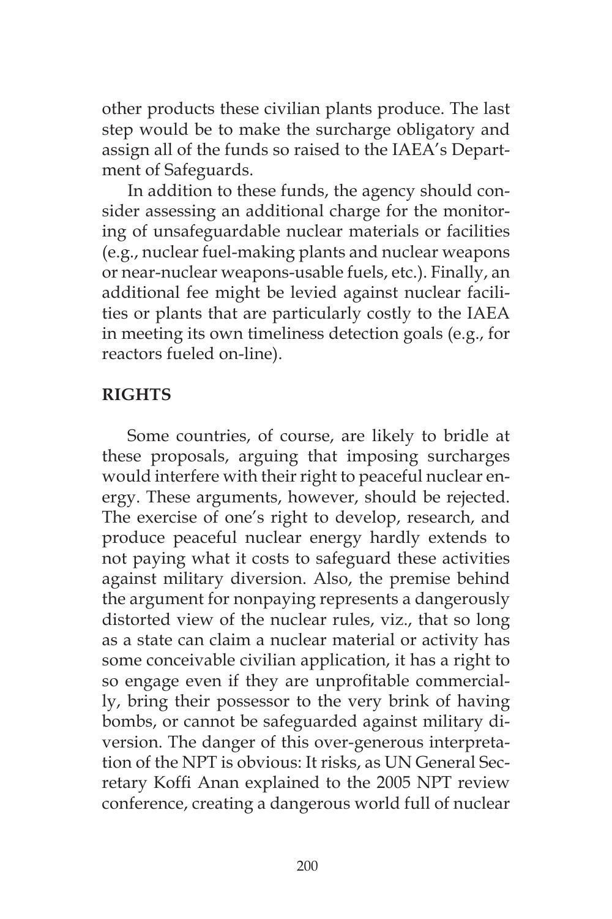other products these civilian plants produce. The last step would be to make the surcharge obligatory and assign all of the funds so raised to the IAEA's Department of Safeguards.

In addition to these funds, the agency should consider assessing an additional charge for the monitoring of unsafeguardable nuclear materials or facilities (e.g., nuclear fuel-making plants and nuclear weapons or near-nuclear weapons-usable fuels, etc.). Finally, an additional fee might be levied against nuclear facilities or plants that are particularly costly to the IAEA in meeting its own timeliness detection goals (e.g., for reactors fueled on-line).

## RIGHTS

Some countries, of course, are likely to bridle at these proposals, arguing that imposing surcharges would interfere with their right to peaceful nuclear energy. These arguments, however, should be rejected. The exercise of one's right to develop, research, and produce peaceful nuclear energy hardly extends to not paying what it costs to safeguard these activities against military diversion. Also, the premise behind the argument for nonpaying represents a dangerously distorted view of the nuclear rules, viz., that so long as a state can claim a nuclear material or activity has some conceivable civilian application, it has a right to so engage even if they are unprofitable commercially, bring their possessor to the very brink of having bombs, or cannot be safeguarded against military diversion. The danger of this over-generous interpretation of the NPT is obvious: It risks, as UN General Secretary Koffi Anan explained to the 2005 NPT review conference, creating a dangerous world full of nuclear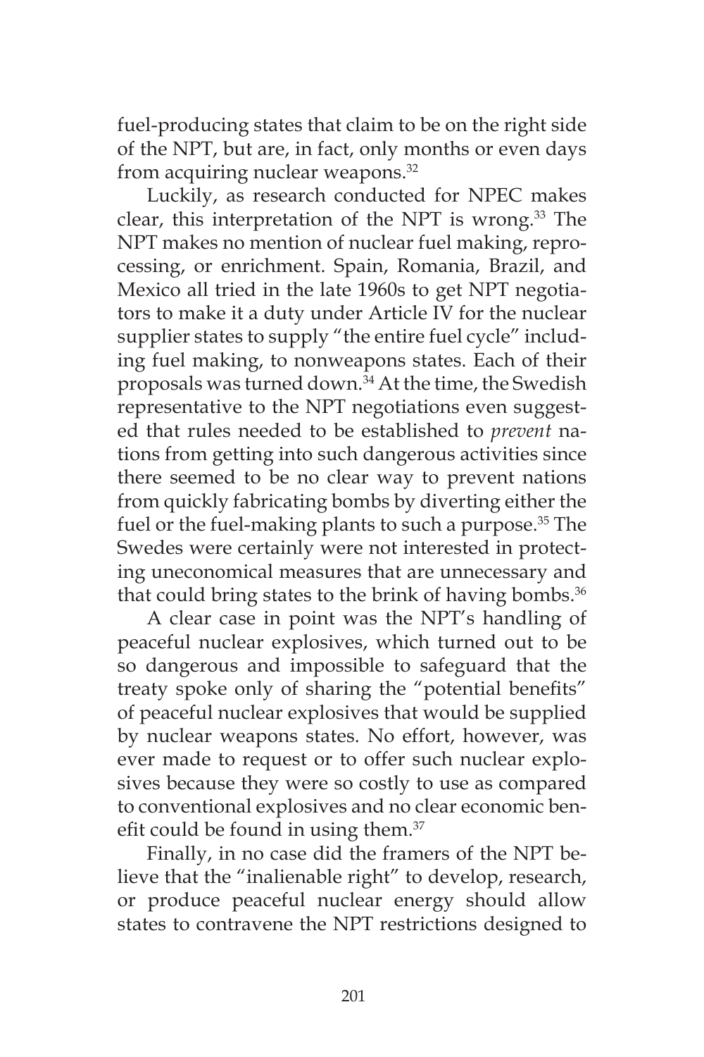fuel-producing states that claim to be on the right side of the NPT, but are, in fact, only months or even days from acquiring nuclear weapons.[32]

Luckily, as research conducted for NPEC makes clear, this interpretation of the NPT is wrong.[33] The NPT makes no mention of nuclear fuel making, reprocessing, or enrichment. Spain, Romania, Brazil, and Mexico all tried in the late 1960s to get NPT negotiators to make it a duty under Article IV for the nuclear supplier states to supply "the entire fuel cycle" including fuel making, to nonweapons states. Each of their proposals was turned down.[34] At the time, the Swedish representative to the NPT negotiations even suggested that rules needed to be established to *prevent* nations from getting into such dangerous activities since there seemed to be no clear way to prevent nations from quickly fabricating bombs by diverting either the fuel or the fuel-making plants to such a purpose.[35] The Swedes were certainly were not interested in protecting uneconomical measures that are unnecessary and that could bring states to the brink of having bombs.[36]

A clear case in point was the NPT's handling of peaceful nuclear explosives, which turned out to be so dangerous and impossible to safeguard that the treaty spoke only of sharing the "potential benefits" of peaceful nuclear explosives that would be supplied by nuclear weapons states. No effort, however, was ever made to request or to offer such nuclear explosives because they were so costly to use as compared to conventional explosives and no clear economic benefit could be found in using them.[37]

Finally, in no case did the framers of the NPT believe that the "inalienable right" to develop, research, or produce peaceful nuclear energy should allow states to contravene the NPT restrictions designed to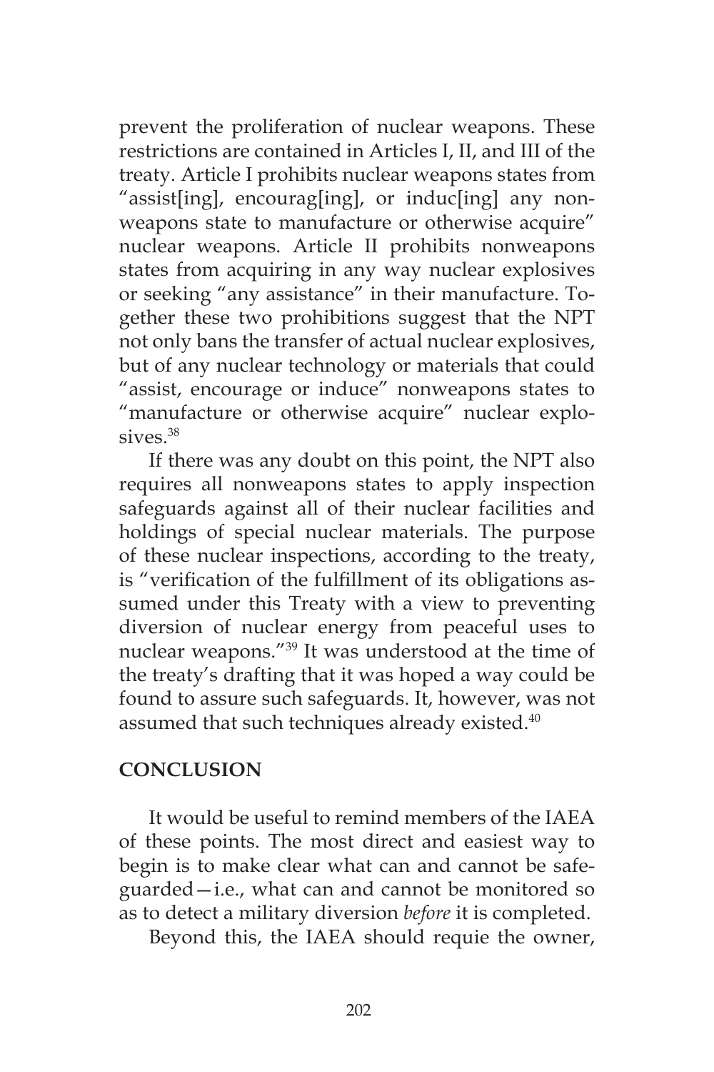prevent the proliferation of nuclear weapons. These restrictions are contained in Articles I, II, and III of the treaty. Article I prohibits nuclear weapons states from "assist[ing], encourag[ing], or induc[ing] any nonweapons state to manufacture or otherwise acquire" nuclear weapons. Article II prohibits nonweapons states from acquiring in any way nuclear explosives or seeking "any assistance" in their manufacture. Together these two prohibitions suggest that the NPT not only bans the transfer of actual nuclear explosives, but of any nuclear technology or materials that could "assist, encourage or induce" nonweapons states to "manufacture or otherwise acquire" nuclear explosives.[38]

If there was any doubt on this point, the NPT also requires all nonweapons states to apply inspection safeguards against all of their nuclear facilities and holdings of special nuclear materials. The purpose of these nuclear inspections, according to the treaty, is "verification of the fulfillment of its obligations assumed under this Treaty with a view to preventing diversion of nuclear energy from peaceful uses to nuclear weapons."[39] It was understood at the time of the treaty's drafting that it was hoped a way could be found to assure such safeguards. It, however, was not assumed that such techniques already existed.[40]

## CONCLUSION

It would be useful to remind members of the IAEA of these points. The most direct and easiest way to begin is to make clear what can and cannot be safeguarded—i.e., what can and cannot be monitored so as to detect a military diversion *before* it is completed.

Beyond this, the IAEA should requie the owner,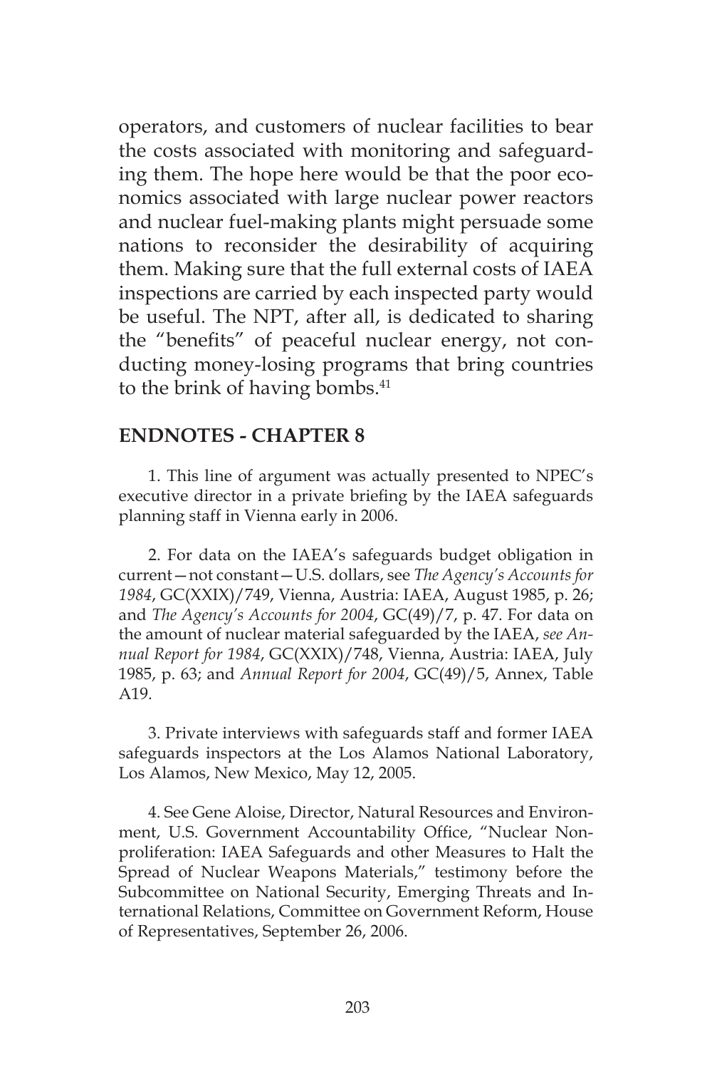operators, and customers of nuclear facilities to bear the costs associated with monitoring and safeguarding them. The hope here would be that the poor economics associated with large nuclear power reactors and nuclear fuel-making plants might persuade some nations to reconsider the desirability of acquiring them. Making sure that the full external costs of IAEA inspections are carried by each inspected party would be useful. The NPT, after all, is dedicated to sharing the "benefits" of peaceful nuclear energy, not conducting money-losing programs that bring countries to the brink of having bombs.[41]

## ENDNOTES - CHAPTER 8

1. This line of argument was actually presented to NPEC's executive director in a private briefing by the IAEA safeguards planning staff in Vienna early in 2006.

2. For data on the IAEA's safeguards budget obligation in current—not constant—U.S. dollars, see *The Agency's Accounts for 1984*, GC(XXIX)/749, Vienna, Austria: IAEA, August 1985, p. 26; and *The Agency's Accounts for 2004*, GC(49)/7, p. 47. For data on the amount of nuclear material safeguarded by the IAEA, *see Annual Report for 1984*, GC(XXIX)/748, Vienna, Austria: IAEA, July 1985, p. 63; and *Annual Report for 2004*, GC(49)/5, Annex, Table A19.

3. Private interviews with safeguards staff and former IAEA safeguards inspectors at the Los Alamos National Laboratory, Los Alamos, New Mexico, May 12, 2005.

4. See Gene Aloise, Director, Natural Resources and Environment, U.S. Government Accountability Office, "Nuclear Nonproliferation: IAEA Safeguards and other Measures to Halt the Spread of Nuclear Weapons Materials," testimony before the Subcommittee on National Security, Emerging Threats and International Relations, Committee on Government Reform, House of Representatives, September 26, 2006.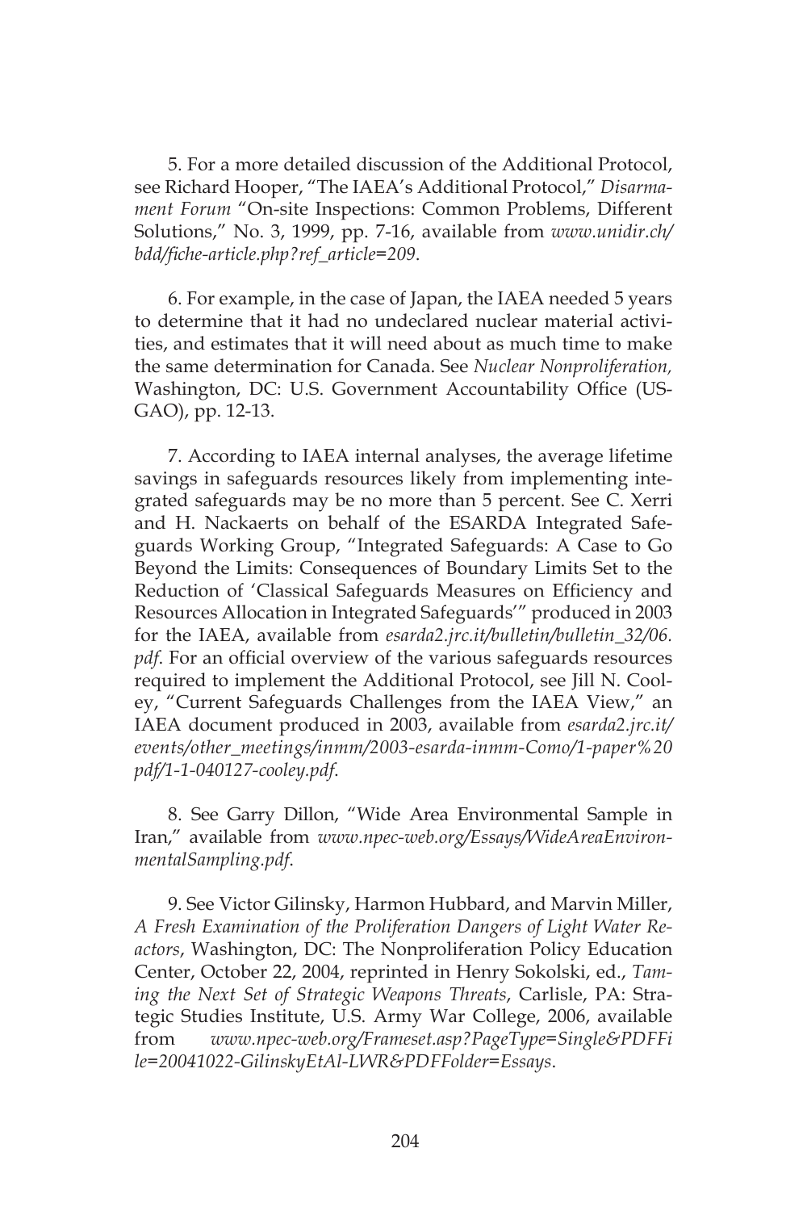5. For a more detailed discussion of the Additional Protocol, see Richard Hooper, "The IAEA's Additional Protocol," *Disarmament Forum* "On-site Inspections: Common Problems, Different Solutions," No. 3, 1999, pp. 7-16, available from *www.unidir.ch/bdd/fiche-article.php?ref_article=209*.

6. For example, in the case of Japan, the IAEA needed 5 years to determine that it had no undeclared nuclear material activities, and estimates that it will need about as much time to make the same determination for Canada. See *Nuclear Nonproliferation,* Washington, DC: U.S. Government Accountability Office (USGAO), pp. 12-13.

7. According to IAEA internal analyses, the average lifetime savings in safeguards resources likely from implementing integrated safeguards may be no more than 5 percent. See C. Xerri and H. Nackaerts on behalf of the ESARDA Integrated Safeguards Working Group, "Integrated Safeguards: A Case to Go Beyond the Limits: Consequences of Boundary Limits Set to the Reduction of 'Classical Safeguards Measures on Efficiency and Resources Allocation in Integrated Safeguards'" produced in 2003 for the IAEA, available from *esarda2.jrc.it/bulletin/bulletin_32/06.pdf*. For an official overview of the various safeguards resources required to implement the Additional Protocol, see Jill N. Cooley, "Current Safeguards Challenges from the IAEA View," an IAEA document produced in 2003, available from *esarda2.jrc.it/events/other_meetings/inmm/2003-esarda-inmm-Como/1-paper%20pdf/1-1-040127-cooley.pdf*.

8. See Garry Dillon, "Wide Area Environmental Sample in Iran," available from *www.npec-web.org/Essays/WideAreaEnvironmentalSampling.pdf*.

9. See Victor Gilinsky, Harmon Hubbard, and Marvin Miller, *A Fresh Examination of the Proliferation Dangers of Light Water Reactors*, Washington, DC: The Nonproliferation Policy Education Center, October 22, 2004, reprinted in Henry Sokolski, ed., *Taming the Next Set of Strategic Weapons Threats*, Carlisle, PA: Strategic Studies Institute, U.S. Army War College, 2006, available from *www.npec-web.org/Frameset.asp?PageType=Single&PDFFile=20041022-GilinskyEtAl-LWR&PDFFolder=Essays*.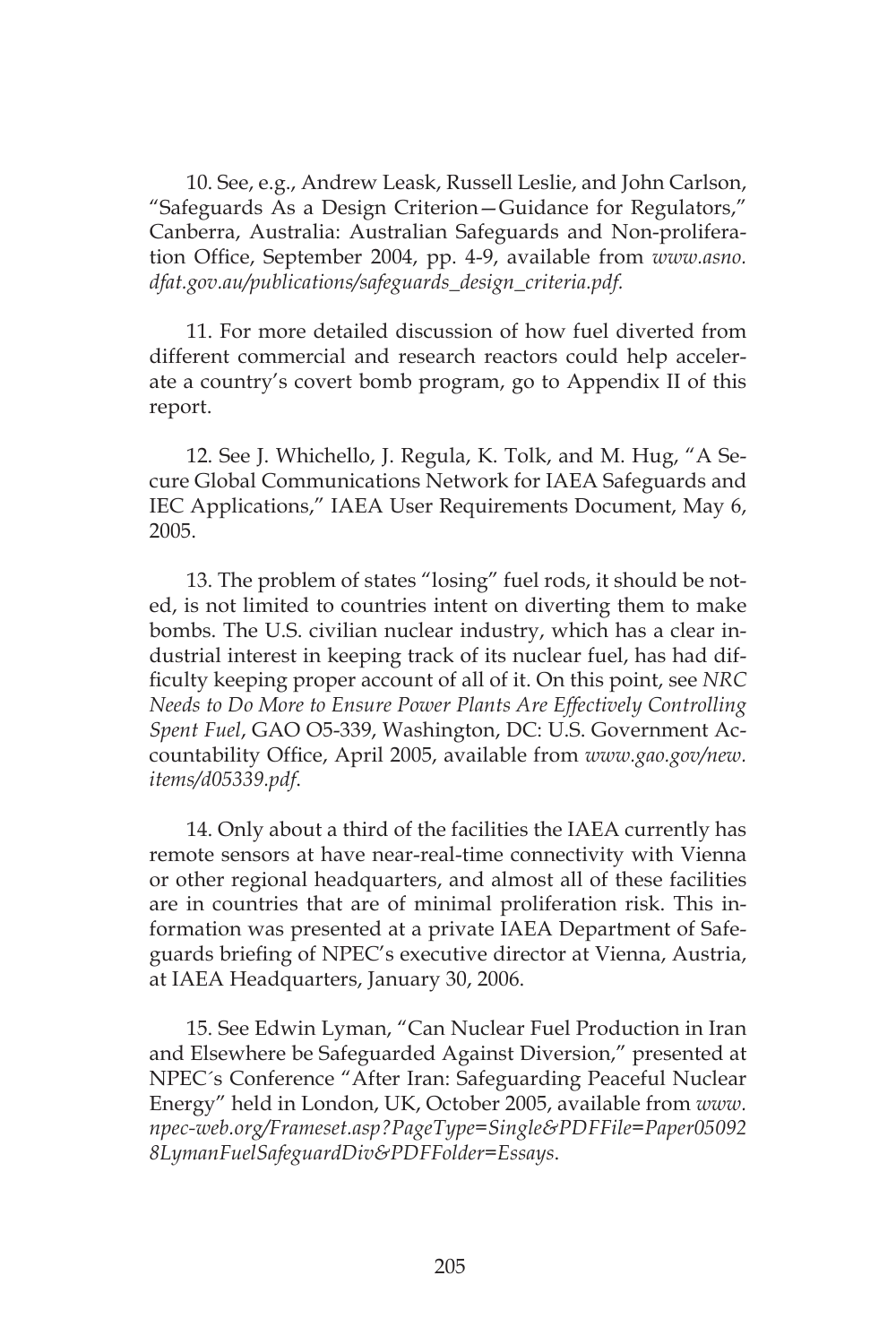10. See, e.g., Andrew Leask, Russell Leslie, and John Carlson, "Safeguards As a Design Criterion—Guidance for Regulators," Canberra, Australia: Australian Safeguards and Non-proliferation Office, September 2004, pp. 4-9, available from *www.asno.dfat.gov.au/publications/safeguards_design_criteria.pdf.*

11. For more detailed discussion of how fuel diverted from different commercial and research reactors could help accelerate a country's covert bomb program, go to Appendix II of this report.

12. See J. Whichello, J. Regula, K. Tolk, and M. Hug, "A Secure Global Communications Network for IAEA Safeguards and IEC Applications," IAEA User Requirements Document, May 6, 2005.

13. The problem of states "losing" fuel rods, it should be noted, is not limited to countries intent on diverting them to make bombs. The U.S. civilian nuclear industry, which has a clear industrial interest in keeping track of its nuclear fuel, has had difficulty keeping proper account of all of it. On this point, see *NRC Needs to Do More to Ensure Power Plants Are Effectively Controlling Spent Fuel*, GAO O5-339, Washington, DC: U.S. Government Accountability Office, April 2005, available from *www.gao.gov/new.items/d05339.pdf*.

14. Only about a third of the facilities the IAEA currently has remote sensors at have near-real-time connectivity with Vienna or other regional headquarters, and almost all of these facilities are in countries that are of minimal proliferation risk. This information was presented at a private IAEA Department of Safeguards briefing of NPEC's executive director at Vienna, Austria, at IAEA Headquarters, January 30, 2006.

15. See Edwin Lyman, "Can Nuclear Fuel Production in Iran and Elsewhere be Safeguarded Against Diversion," presented at NPEC´s Conference "After Iran: Safeguarding Peaceful Nuclear Energy" held in London, UK, October 2005, available from *www.npec-web.org/Frameset.asp?PageType=Single&PDFFile=Paper050928LymanFuelSafeguardDiv&PDFFolder=Essays*.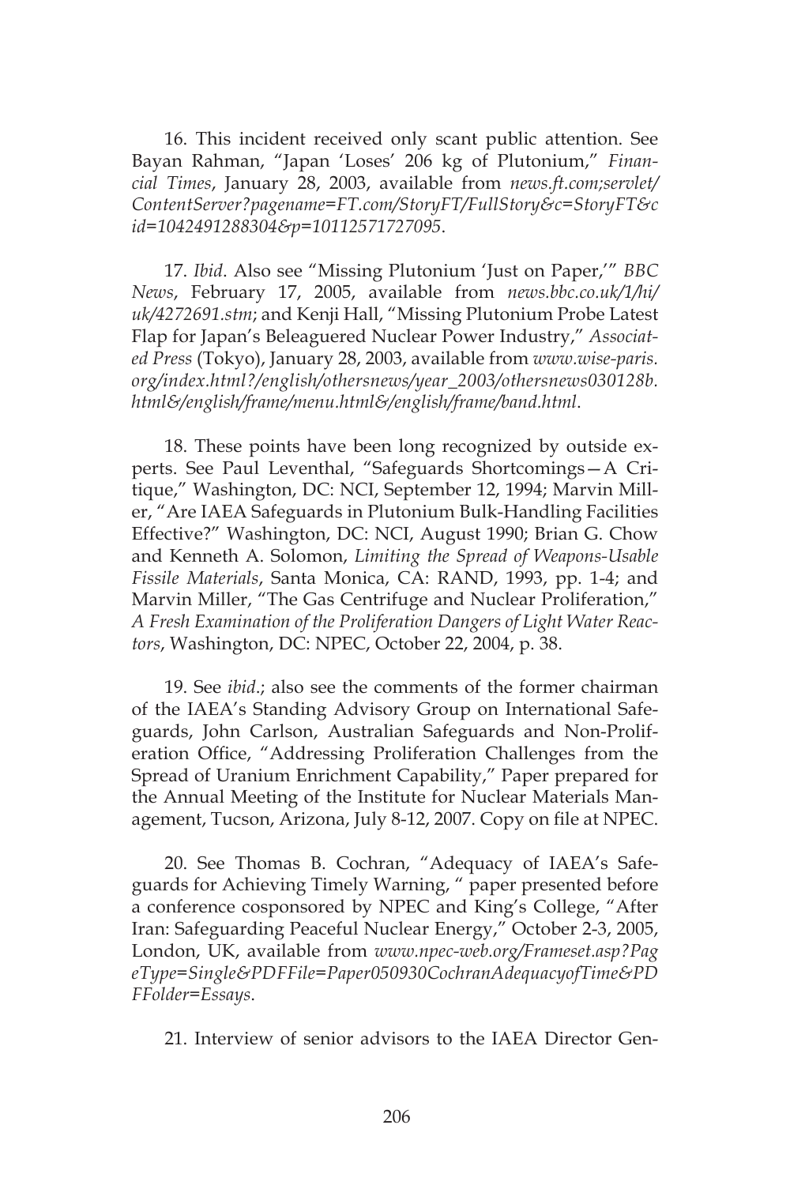16. This incident received only scant public attention. See Bayan Rahman, "Japan 'Loses' 206 kg of Plutonium," *Financial Times*, January 28, 2003, available from *news.ft.com;servlet/ContentServer?pagename=FT.com/StoryFT/FullStory&c=StoryFT&cid=1042491288304&p=10112571727095*.

17. *Ibid*. Also see "Missing Plutonium 'Just on Paper,'" *BBC News*, February 17, 2005, available from *news.bbc.co.uk/1/hi/uk/4272691.stm*; and Kenji Hall, "Missing Plutonium Probe Latest Flap for Japan's Beleaguered Nuclear Power Industry," *Associated Press* (Tokyo), January 28, 2003, available from *www.wise-paris.org/index.html?/english/othersnews/year_2003/othersnews030128b.html&/english/frame/menu.html&/english/frame/band.html*.

18. These points have been long recognized by outside experts. See Paul Leventhal, "Safeguards Shortcomings—A Critique," Washington, DC: NCI, September 12, 1994; Marvin Miller, "Are IAEA Safeguards in Plutonium Bulk-Handling Facilities Effective?" Washington, DC: NCI, August 1990; Brian G. Chow and Kenneth A. Solomon, *Limiting the Spread of Weapons-Usable Fissile Materials*, Santa Monica, CA: RAND, 1993, pp. 1-4; and Marvin Miller, "The Gas Centrifuge and Nuclear Proliferation," *A Fresh Examination of the Proliferation Dangers of Light Water Reactors*, Washington, DC: NPEC, October 22, 2004, p. 38.

19. See *ibid*.; also see the comments of the former chairman of the IAEA's Standing Advisory Group on International Safeguards, John Carlson, Australian Safeguards and Non-Proliferation Office, "Addressing Proliferation Challenges from the Spread of Uranium Enrichment Capability," Paper prepared for the Annual Meeting of the Institute for Nuclear Materials Management, Tucson, Arizona, July 8-12, 2007. Copy on file at NPEC.

20. See Thomas B. Cochran, "Adequacy of IAEA's Safeguards for Achieving Timely Warning, " paper presented before a conference cosponsored by NPEC and King's College, "After Iran: Safeguarding Peaceful Nuclear Energy," October 2-3, 2005, London, UK, available from *www.npec-web.org/Frameset.asp?PageType=Single&PDFFile=Paper050930CochranAdequacyofTime&PDFFolder=Essays*.

21. Interview of senior advisors to the IAEA Director Gen-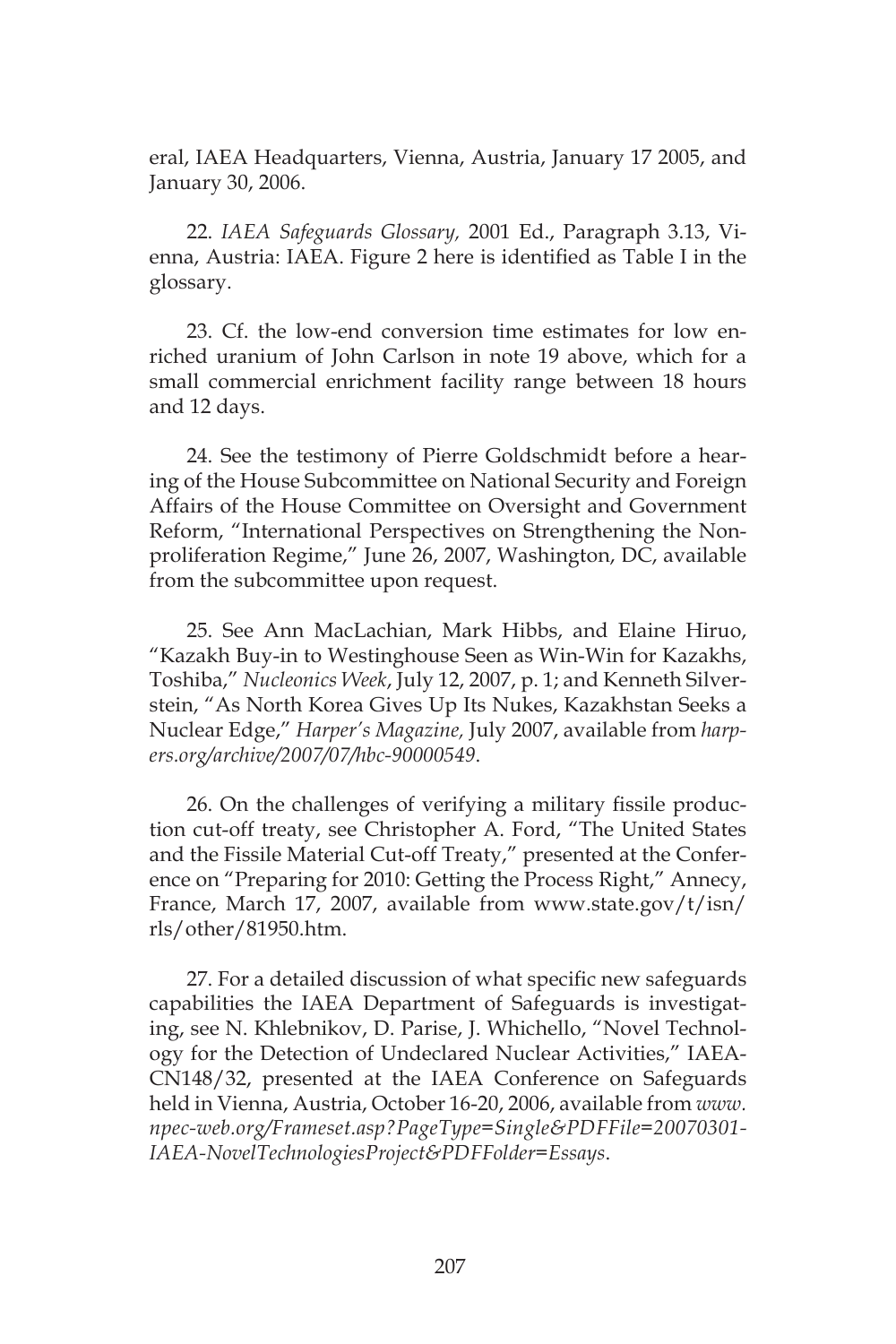eral, IAEA Headquarters, Vienna, Austria, January 17 2005, and January 30, 2006.

22. *IAEA Safeguards Glossary,* 2001 Ed., Paragraph 3.13, Vienna, Austria: IAEA. Figure 2 here is identified as Table I in the glossary.

23. Cf. the low-end conversion time estimates for low enriched uranium of John Carlson in note 19 above, which for a small commercial enrichment facility range between 18 hours and 12 days.

24. See the testimony of Pierre Goldschmidt before a hearing of the House Subcommittee on National Security and Foreign Affairs of the House Committee on Oversight and Government Reform, "International Perspectives on Strengthening the Nonproliferation Regime," June 26, 2007, Washington, DC, available from the subcommittee upon request.

25. See Ann MacLachian, Mark Hibbs, and Elaine Hiruo, "Kazakh Buy-in to Westinghouse Seen as Win-Win for Kazakhs, Toshiba," *Nucleonics Week*, July 12, 2007, p. 1; and Kenneth Silverstein, "As North Korea Gives Up Its Nukes, Kazakhstan Seeks a Nuclear Edge," *Harper's Magazine,* July 2007, available from *harpers.org/archive/2007/07/hbc-90000549*.

26. On the challenges of verifying a military fissile production cut-off treaty, see Christopher A. Ford, "The United States and the Fissile Material Cut-off Treaty," presented at the Conference on "Preparing for 2010: Getting the Process Right," Annecy, France, March 17, 2007, available from www.state.gov/t/isn/rls/other/81950.htm.

27. For a detailed discussion of what specific new safeguards capabilities the IAEA Department of Safeguards is investigating, see N. Khlebnikov, D. Parise, J. Whichello, "Novel Technology for the Detection of Undeclared Nuclear Activities," IAEA-CN148/32, presented at the IAEA Conference on Safeguards held in Vienna, Austria, October 16-20, 2006, available from *www.npec-web.org/Frameset.asp?PageType=Single&PDFFile=20070301-IAEA-NovelTechnologiesProject&PDFFolder=Essays*.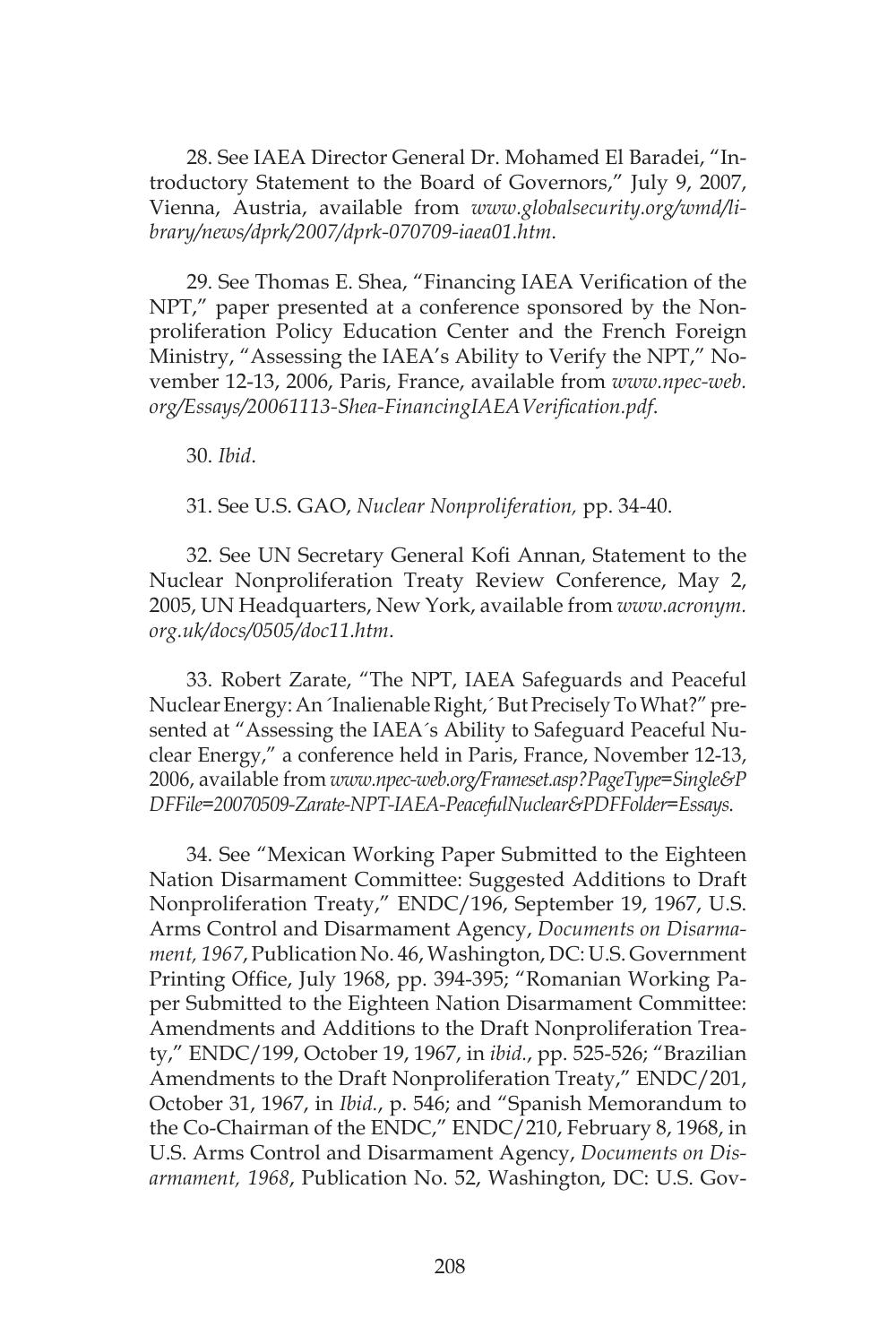28. See IAEA Director General Dr. Mohamed El Baradei, "Introductory Statement to the Board of Governors," July 9, 2007, Vienna, Austria, available from *www.globalsecurity.org/wmd/library/news/dprk/2007/dprk-070709-iaea01.htm*.

29. See Thomas E. Shea, "Financing IAEA Verification of the NPT," paper presented at a conference sponsored by the Nonproliferation Policy Education Center and the French Foreign Ministry, "Assessing the IAEA's Ability to Verify the NPT," November 12-13, 2006, Paris, France, available from *www.npec-web.org/Essays/20061113-Shea-FinancingIAEAVerification.pdf*.

30. *Ibid*.

31. See U.S. GAO, *Nuclear Nonproliferation,* pp. 34-40.

32. See UN Secretary General Kofi Annan, Statement to the Nuclear Nonproliferation Treaty Review Conference, May 2, 2005, UN Headquarters, New York, available from *www.acronym.org.uk/docs/0505/doc11.htm*.

33. Robert Zarate, "The NPT, IAEA Safeguards and Peaceful Nuclear Energy: An ´Inalienable Right,´ But Precisely To What?" presented at "Assessing the IAEA´s Ability to Safeguard Peaceful Nuclear Energy," a conference held in Paris, France, November 12-13, 2006, available from *www.npec-web.org/Frameset.asp?PageType=Single&PDFFile=20070509-Zarate-NPT-IAEA-PeacefulNuclear&PDFFolder=Essays*.

34. See "Mexican Working Paper Submitted to the Eighteen Nation Disarmament Committee: Suggested Additions to Draft Nonproliferation Treaty," ENDC/196, September 19, 1967, U.S. Arms Control and Disarmament Agency, *Documents on Disarmament, 1967*, Publication No. 46, Washington, DC: U.S. Government Printing Office, July 1968, pp. 394-395; "Romanian Working Paper Submitted to the Eighteen Nation Disarmament Committee: Amendments and Additions to the Draft Nonproliferation Treaty," ENDC/199, October 19, 1967, in *ibid*., pp. 525-526; "Brazilian Amendments to the Draft Nonproliferation Treaty," ENDC/201, October 31, 1967, in *Ibid*., p. 546; and "Spanish Memorandum to the Co-Chairman of the ENDC," ENDC/210, February 8, 1968, in U.S. Arms Control and Disarmament Agency, *Documents on Disarmament, 1968*, Publication No. 52, Washington, DC: U.S. Gov-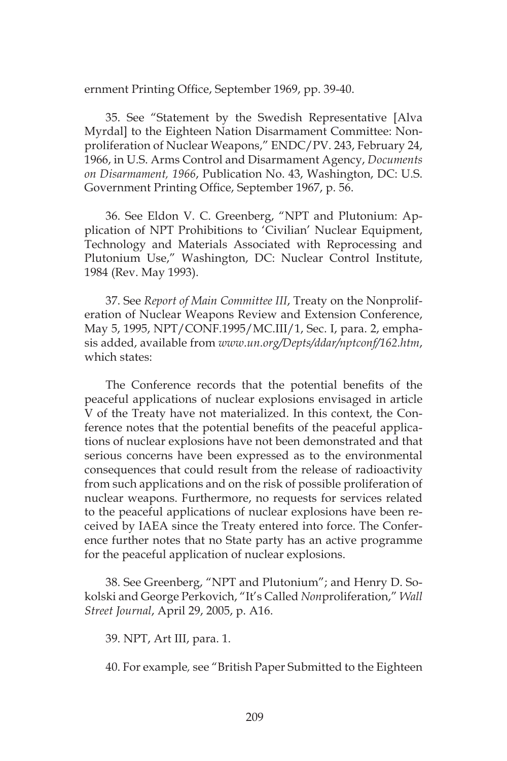ernment Printing Office, September 1969, pp. 39-40.

35. See "Statement by the Swedish Representative [Alva Myrdal] to the Eighteen Nation Disarmament Committee: Nonproliferation of Nuclear Weapons," ENDC/PV. 243, February 24, 1966, in U.S. Arms Control and Disarmament Agency, *Documents on Disarmament, 1966*, Publication No. 43, Washington, DC: U.S. Government Printing Office, September 1967, p. 56.

36. See Eldon V. C. Greenberg, "NPT and Plutonium: Application of NPT Prohibitions to 'Civilian' Nuclear Equipment, Technology and Materials Associated with Reprocessing and Plutonium Use," Washington, DC: Nuclear Control Institute, 1984 (Rev. May 1993).

37. See *Report of Main Committee III*, Treaty on the Nonproliferation of Nuclear Weapons Review and Extension Conference, May 5, 1995, NPT/CONF.1995/MC.III/1, Sec. I, para. 2, emphasis added, available from *www.un.org/Depts/ddar/nptconf/162.htm*, which states:

The Conference records that the potential benefits of the peaceful applications of nuclear explosions envisaged in article V of the Treaty have not materialized. In this context, the Conference notes that the potential benefits of the peaceful applications of nuclear explosions have not been demonstrated and that serious concerns have been expressed as to the environmental consequences that could result from the release of radioactivity from such applications and on the risk of possible proliferation of nuclear weapons. Furthermore, no requests for services related to the peaceful applications of nuclear explosions have been received by IAEA since the Treaty entered into force. The Conference further notes that no State party has an active programme for the peaceful application of nuclear explosions.

38. See Greenberg, "NPT and Plutonium"; and Henry D. Sokolski and George Perkovich, "It's Called *Non*proliferation," *Wall Street Journal*, April 29, 2005, p. A16.

39. NPT, Art III, para. 1.

40. For example, see "British Paper Submitted to the Eighteen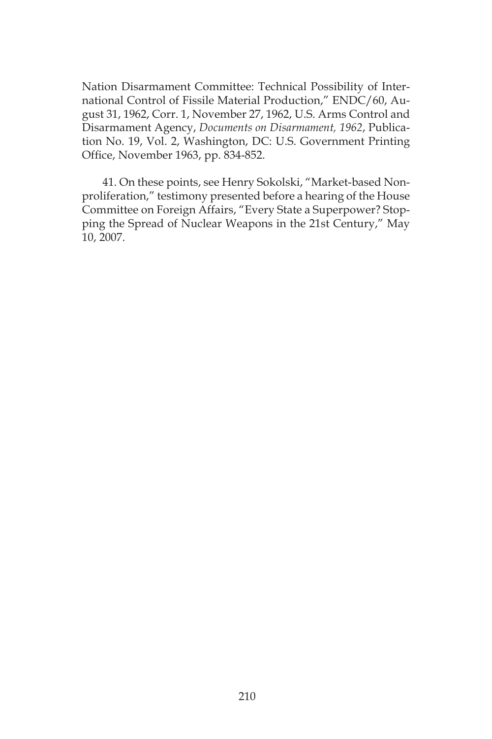Nation Disarmament Committee: Technical Possibility of International Control of Fissile Material Production," ENDC/60, August 31, 1962, Corr. 1, November 27, 1962, U.S. Arms Control and Disarmament Agency, *Documents on Disarmament, 1962*, Publication No. 19, Vol. 2, Washington, DC: U.S. Government Printing Office, November 1963, pp. 834-852.

41. On these points, see Henry Sokolski, "Market-based Nonproliferation," testimony presented before a hearing of the House Committee on Foreign Affairs, "Every State a Superpower? Stopping the Spread of Nuclear Weapons in the 21st Century," May 10, 2007.